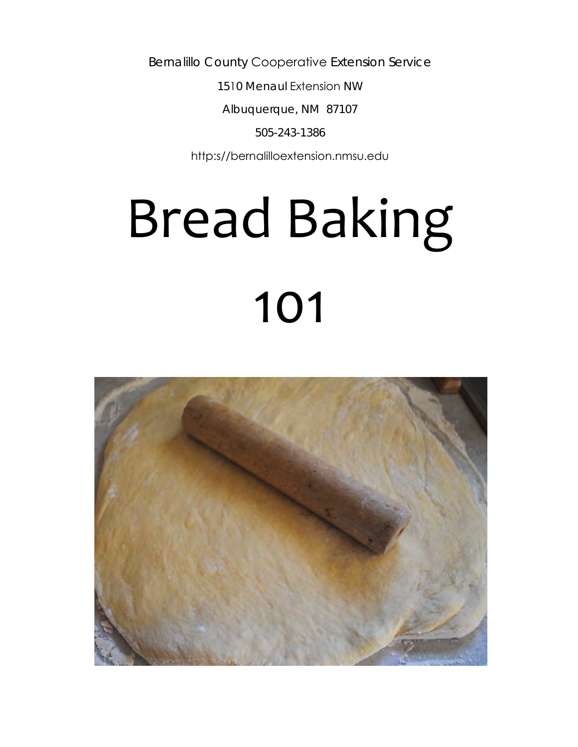Bernalillo County Cooperative Extension Service

1510 Menaul Extension NW

Albuquerque, NM 87107

505-243-1386

http:s//bernalilloextension.nmsu.edu

# Bread Baking

# 101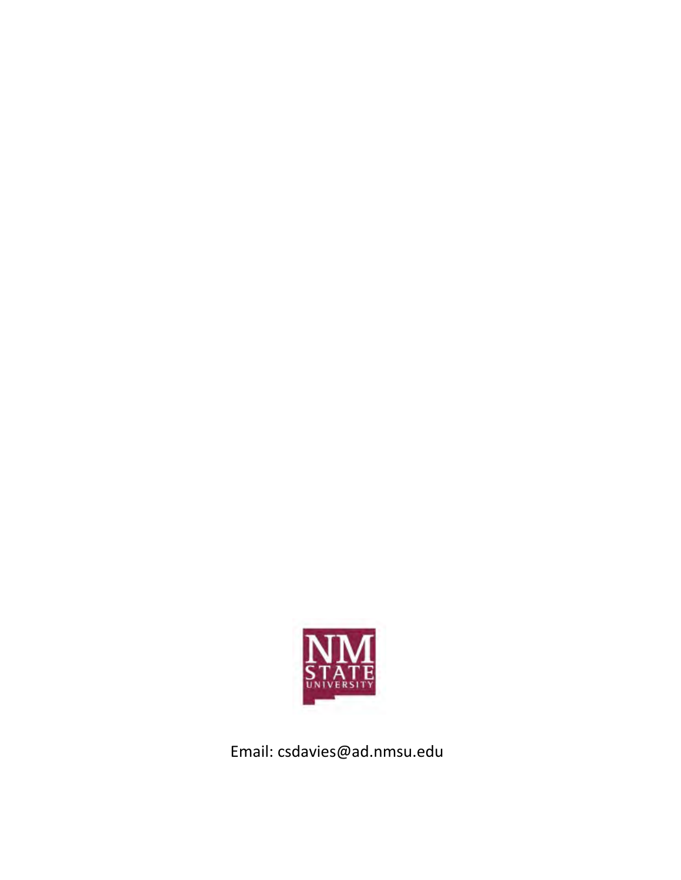Email: csdavies@ad.nmsu.edu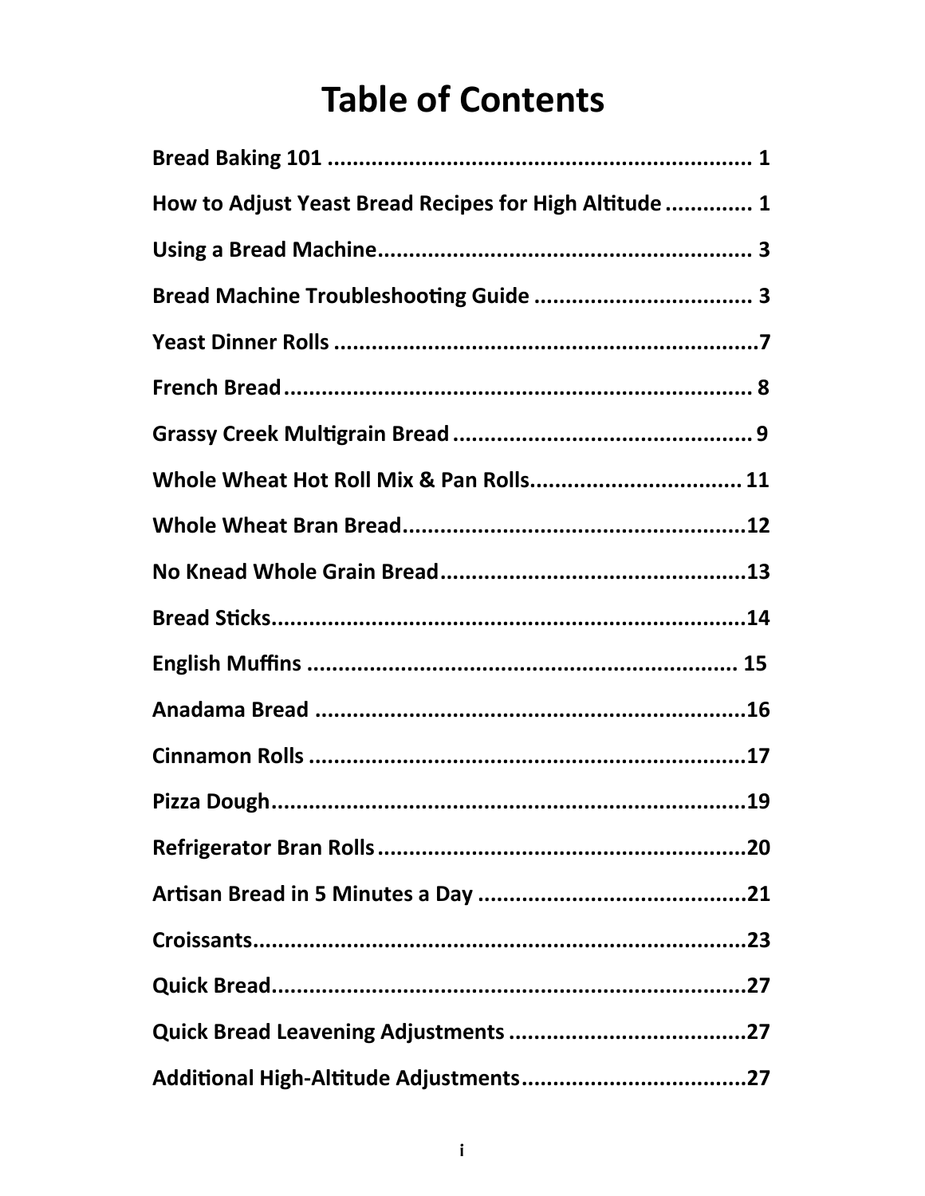# Table of Contents

**Bread Baking 101 .................................................................. 1**

**How to Adjust Yeast Bread Recipes for High Altitude ............. 1**

**Using a Bread Machine........................................................... 3**

**Bread Machine Troubleshooting Guide .................................. 3**

**Yeast Dinner Rolls ...................................................................7**

**French Bread........................................................................... 8**

**Grassy Creek Multigrain Bread ................................................ 9**

**Whole Wheat Hot Roll Mix & Pan Rolls................................. 11**

**Whole Wheat Bran Bread.......................................................12**

**No Knead Whole Grain Bread.................................................13**

**Bread Sticks............................................................................14**

**English Muffins .................................................................... 15**

**Anadama Bread .....................................................................16**

**Cinnamon Rolls ......................................................................17**

**Pizza Dough............................................................................19**

**Refrigerator Bran Rolls ...........................................................20**

**Artisan Bread in 5 Minutes a Day ...........................................21**

**Croissants................................................................................23**

**Quick Bread.............................................................................27**

**Quick Bread Leavening Adjustments ......................................27**

**Additional High-Altitude Adjustments....................................27**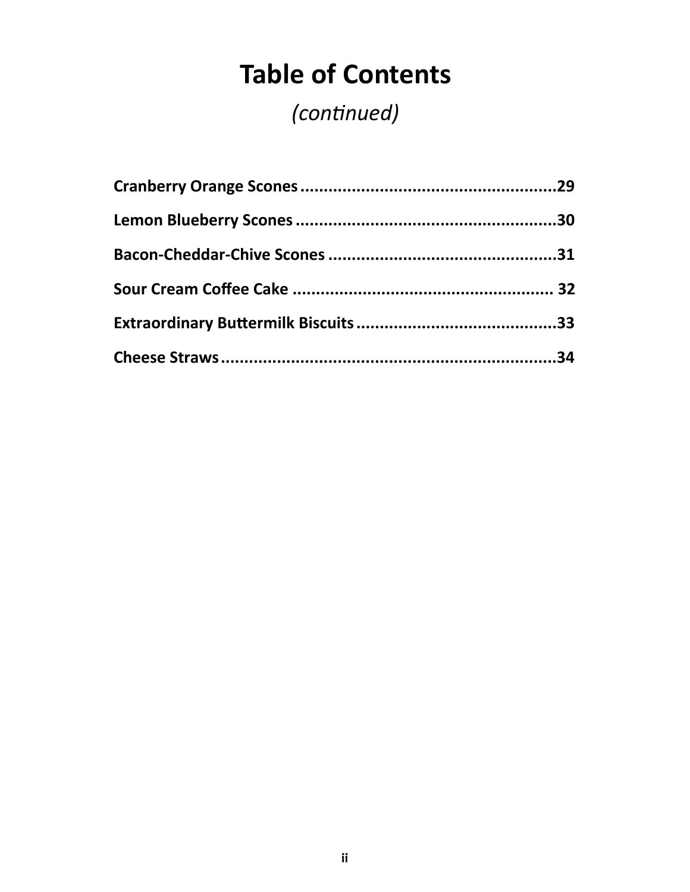# Table of Contents

*(continued)*

**Cranberry Orange Scones .......................................................29**

**Lemon Blueberry Scones ........................................................30**

**Bacon-Cheddar-Chive Scones .................................................31**

**Sour Cream Coffee Cake ........................................................ 32**

**Extraordinary Buttermilk Biscuits ...........................................33**

**Cheese Straws .........................................................................34**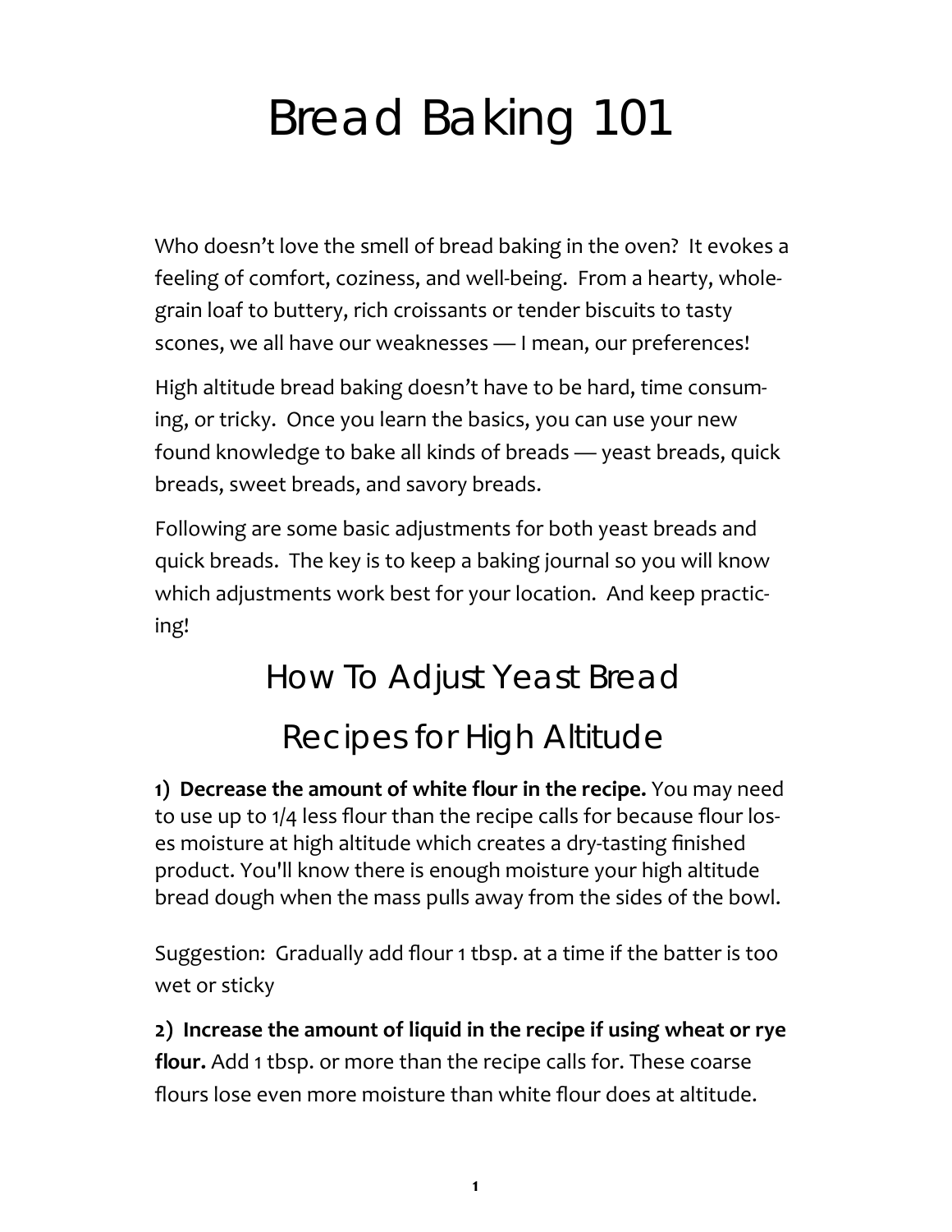# Bread Baking 101

Who doesn't love the smell of bread baking in the oven? It evokes a feeling of comfort, coziness, and well-being. From a hearty, whole-grain loaf to buttery, rich croissants or tender biscuits to tasty scones, we all have our weaknesses — I mean, our preferences!

High altitude bread baking doesn't have to be hard, time consuming, or tricky. Once you learn the basics, you can use your new found knowledge to bake all kinds of breads — yeast breads, quick breads, sweet breads, and savory breads.

Following are some basic adjustments for both yeast breads and quick breads. The key is to keep a baking journal so you will know which adjustments work best for your location. And keep practicing!

## How To Adjust Yeast Bread Recipes for High Altitude

**1) Decrease the amount of white flour in the recipe.** You may need to use up to 1/4 less flour than the recipe calls for because flour loses moisture at high altitude which creates a dry-tasting finished product. You'll know there is enough moisture your high altitude bread dough when the mass pulls away from the sides of the bowl.

Suggestion: Gradually add flour 1 tbsp. at a time if the batter is too wet or sticky

**2) Increase the amount of liquid in the recipe if using wheat or rye flour.** Add 1 tbsp. or more than the recipe calls for. These coarse flours lose even more moisture than white flour does at altitude.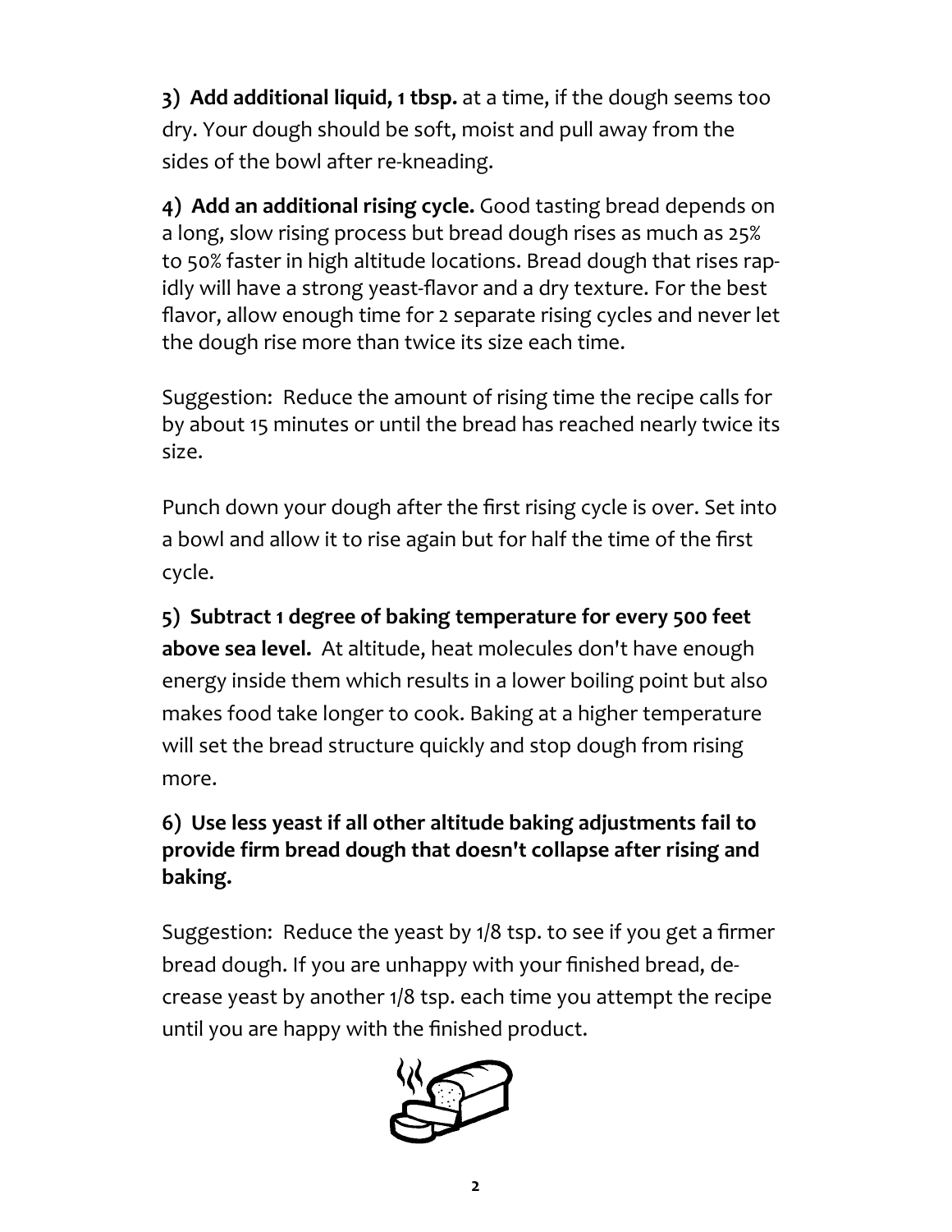**3) Add additional liquid, 1 tbsp.** at a time, if the dough seems too dry. Your dough should be soft, moist and pull away from the sides of the bowl after re-kneading.

**4) Add an additional rising cycle.** Good tasting bread depends on a long, slow rising process but bread dough rises as much as 25% to 50% faster in high altitude locations. Bread dough that rises rapidly will have a strong yeast-flavor and a dry texture. For the best flavor, allow enough time for 2 separate rising cycles and never let the dough rise more than twice its size each time.

Suggestion: Reduce the amount of rising time the recipe calls for by about 15 minutes or until the bread has reached nearly twice its size.

Punch down your dough after the first rising cycle is over. Set into a bowl and allow it to rise again but for half the time of the first cycle.

**5) Subtract 1 degree of baking temperature for every 500 feet above sea level.** At altitude, heat molecules don't have enough energy inside them which results in a lower boiling point but also makes food take longer to cook. Baking at a higher temperature will set the bread structure quickly and stop dough from rising more.

**6) Use less yeast if all other altitude baking adjustments fail to provide firm bread dough that doesn't collapse after rising and baking.**

Suggestion: Reduce the yeast by 1/8 tsp. to see if you get a firmer bread dough. If you are unhappy with your finished bread, decrease yeast by another 1/8 tsp. each time you attempt the recipe until you are happy with the finished product.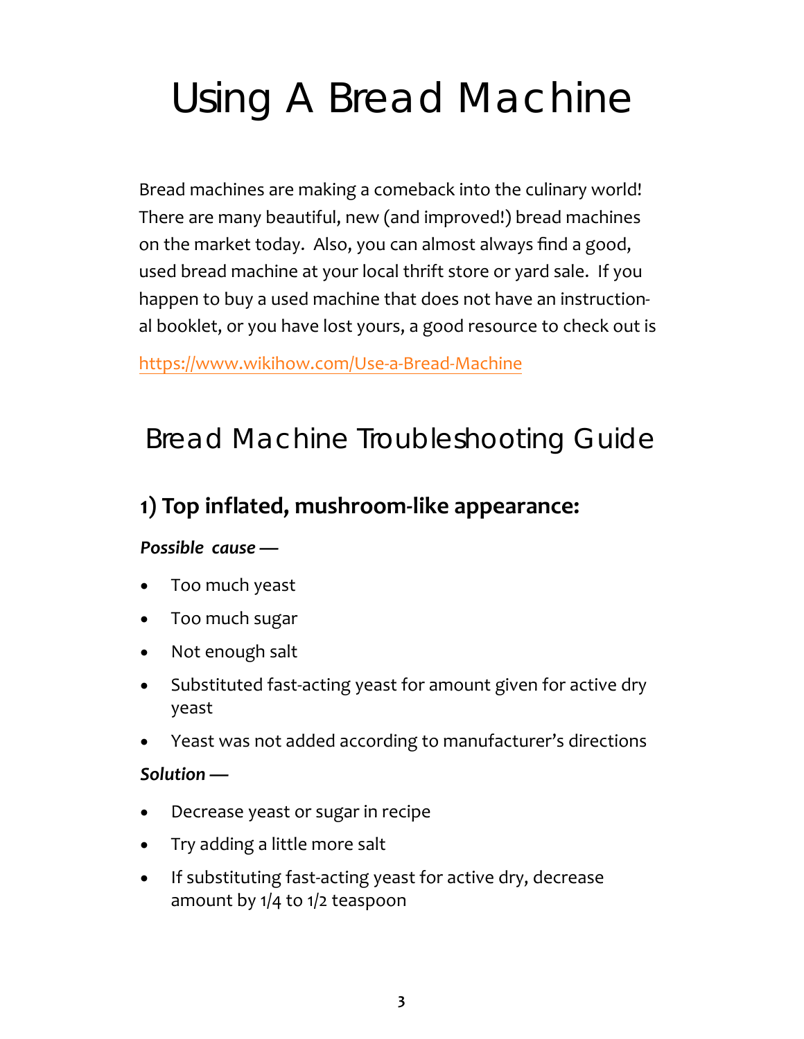# Using A Bread Machine

Bread machines are making a comeback into the culinary world! There are many beautiful, new (and improved!) bread machines on the market today. Also, you can almost always find a good, used bread machine at your local thrift store or yard sale. If you happen to buy a used machine that does not have an instructional booklet, or you have lost yours, a good resource to check out is

https://www.wikihow.com/Use-a-Bread-Machine

## Bread Machine Troubleshooting Guide

### 1) Top inflated, mushroom-like appearance:

***Possible cause —***

- Too much yeast
- Too much sugar
- Not enough salt
- Substituted fast-acting yeast for amount given for active dry yeast
- Yeast was not added according to manufacturer's directions

***Solution —***

- Decrease yeast or sugar in recipe
- Try adding a little more salt
- If substituting fast-acting yeast for active dry, decrease amount by 1/4 to 1/2 teaspoon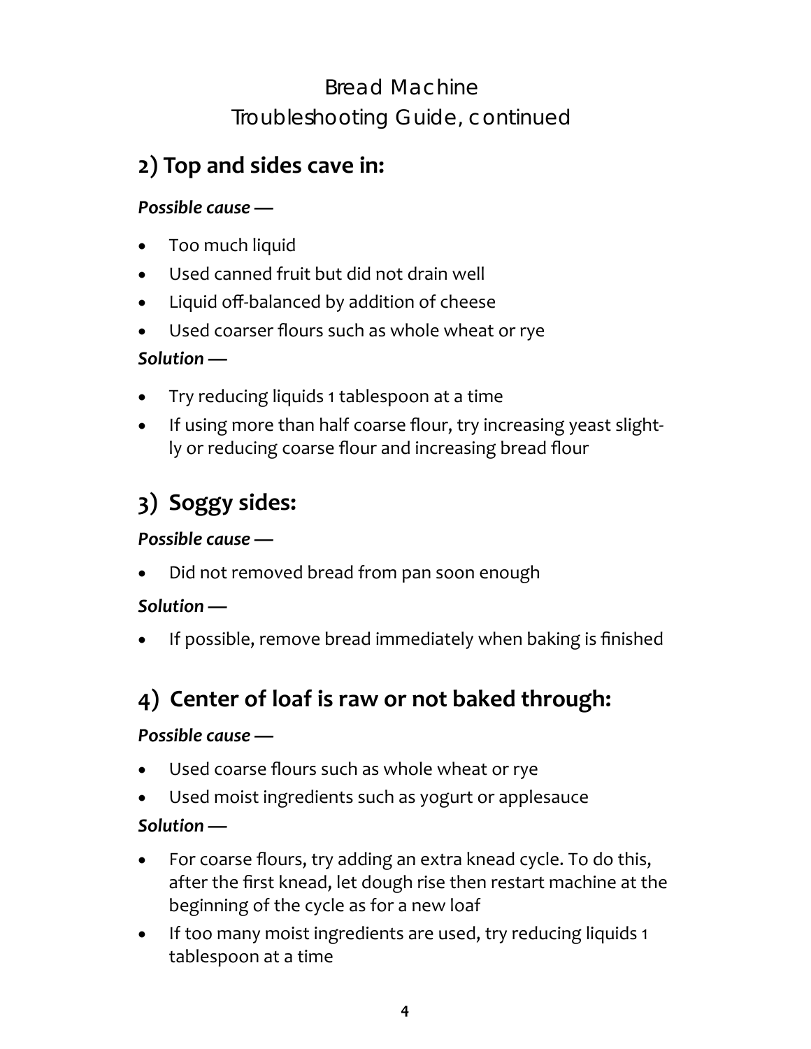Bread Machine
Troubleshooting Guide, continued

## 2) Top and sides cave in:

***Possible cause —***

- Too much liquid
- Used canned fruit but did not drain well
- Liquid off-balanced by addition of cheese
- Used coarser flours such as whole wheat or rye

***Solution —***

- Try reducing liquids 1 tablespoon at a time
- If using more than half coarse flour, try increasing yeast slightly or reducing coarse flour and increasing bread flour

## 3) Soggy sides:

***Possible cause —***

- Did not removed bread from pan soon enough

***Solution —***

- If possible, remove bread immediately when baking is finished

## 4) Center of loaf is raw or not baked through:

***Possible cause —***

- Used coarse flours such as whole wheat or rye
- Used moist ingredients such as yogurt or applesauce

***Solution —***

- For coarse flours, try adding an extra knead cycle. To do this, after the first knead, let dough rise then restart machine at the beginning of the cycle as for a new loaf
- If too many moist ingredients are used, try reducing liquids 1 tablespoon at a time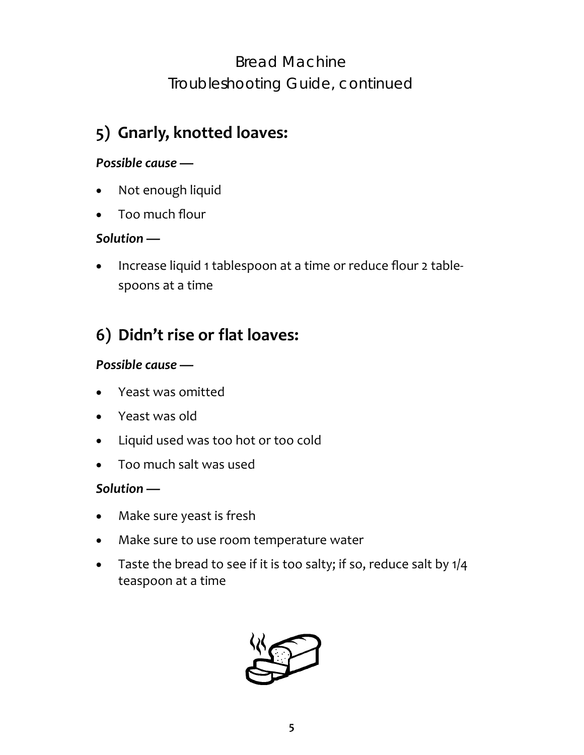# Bread Machine
# Troubleshooting Guide, continued

## 5) Gnarly, knotted loaves:

***Possible cause —***

- Not enough liquid
- Too much flour

***Solution —***

- Increase liquid 1 tablespoon at a time or reduce flour 2 tablespoons at a time

## 6) Didn't rise or flat loaves:

***Possible cause —***

- Yeast was omitted
- Yeast was old
- Liquid used was too hot or too cold
- Too much salt was used

***Solution —***

- Make sure yeast is fresh
- Make sure to use room temperature water
- Taste the bread to see if it is too salty; if so, reduce salt by 1/4 teaspoon at a time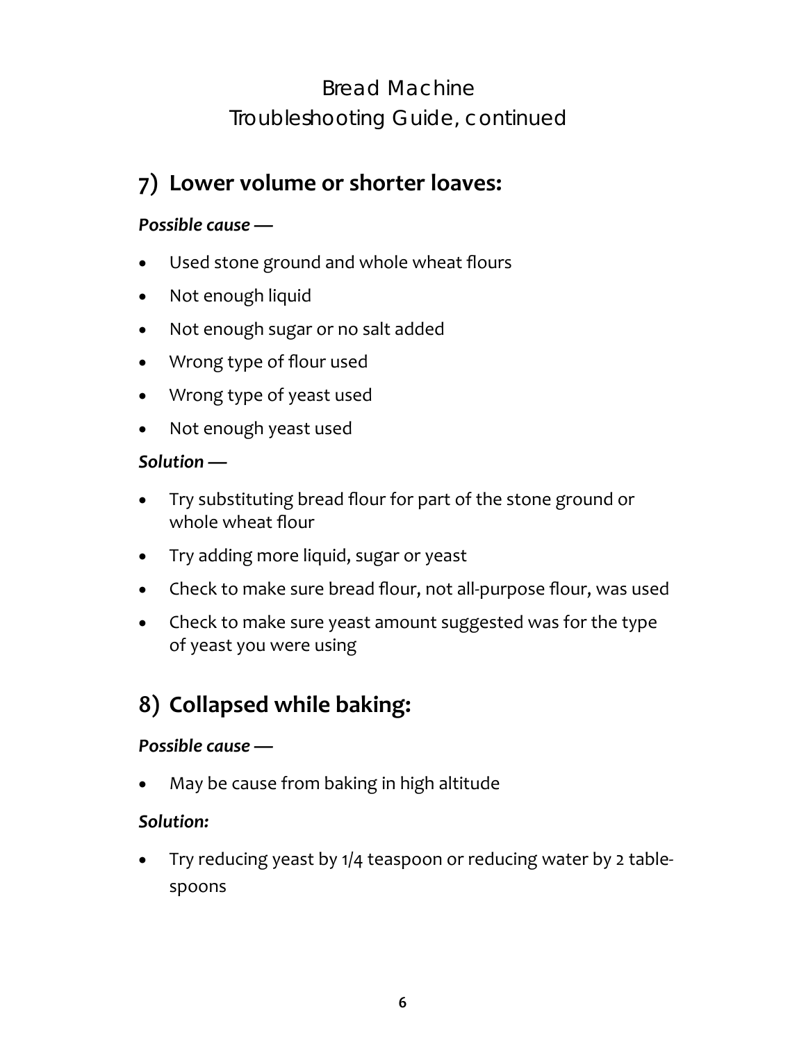# Bread Machine Troubleshooting Guide, continued

## 7) Lower volume or shorter loaves:

***Possible cause —***

- Used stone ground and whole wheat flours
- Not enough liquid
- Not enough sugar or no salt added
- Wrong type of flour used
- Wrong type of yeast used
- Not enough yeast used

***Solution —***

- Try substituting bread flour for part of the stone ground or whole wheat flour
- Try adding more liquid, sugar or yeast
- Check to make sure bread flour, not all-purpose flour, was used
- Check to make sure yeast amount suggested was for the type of yeast you were using

## 8) Collapsed while baking:

***Possible cause —***

- May be cause from baking in high altitude

***Solution:***

- Try reducing yeast by 1/4 teaspoon or reducing water by 2 table-spoons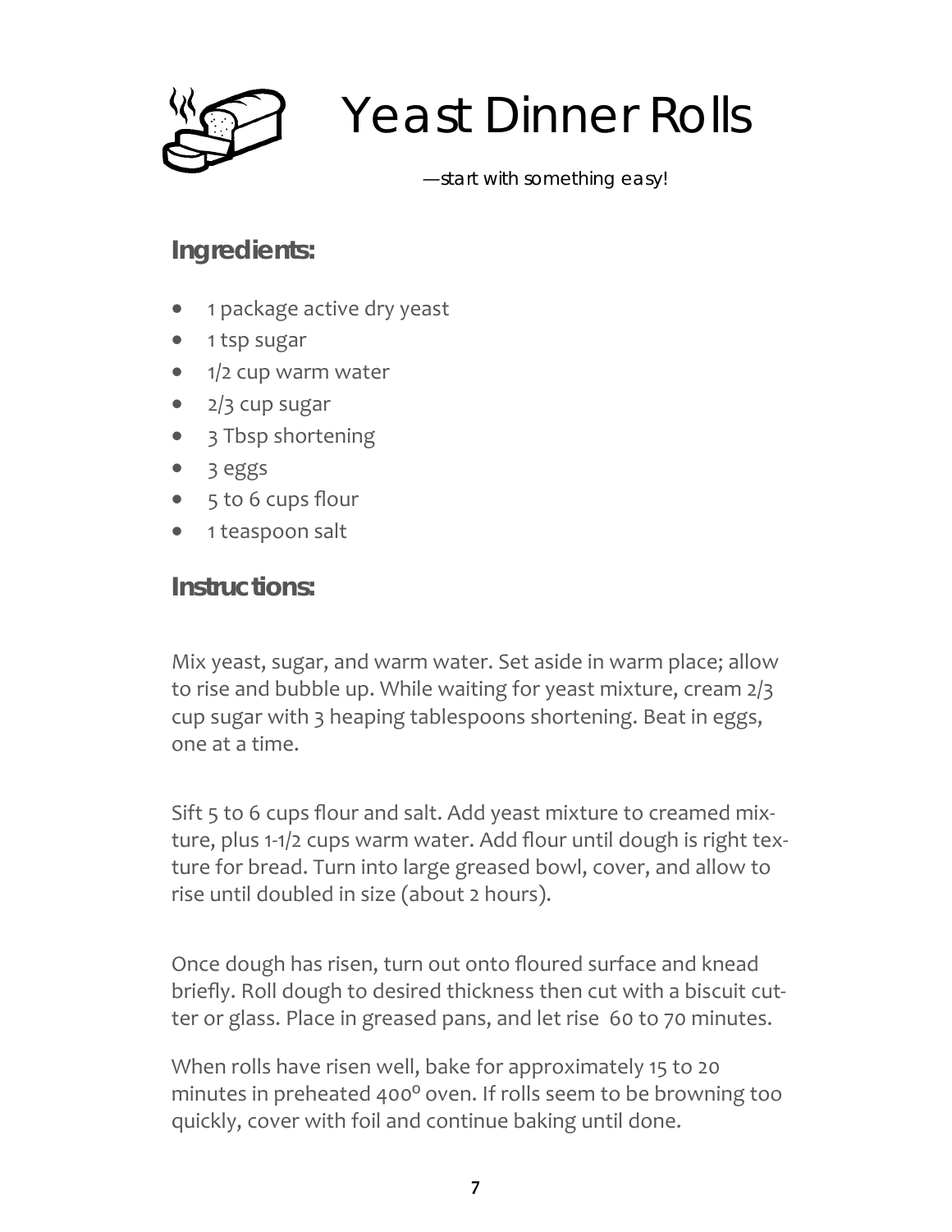# Yeast Dinner Rolls

*—start with something easy!*

## Ingredients:

- 1 package active dry yeast
- 1 tsp sugar
- 1/2 cup warm water
- 2/3 cup sugar
- 3 Tbsp shortening
- 3 eggs
- 5 to 6 cups flour
- 1 teaspoon salt

## Instructions:

Mix yeast, sugar, and warm water. Set aside in warm place; allow to rise and bubble up. While waiting for yeast mixture, cream 2/3 cup sugar with 3 heaping tablespoons shortening. Beat in eggs, one at a time.

Sift 5 to 6 cups flour and salt. Add yeast mixture to creamed mixture, plus 1-1/2 cups warm water. Add flour until dough is right texture for bread. Turn into large greased bowl, cover, and allow to rise until doubled in size (about 2 hours).

Once dough has risen, turn out onto floured surface and knead briefly. Roll dough to desired thickness then cut with a biscuit cutter or glass. Place in greased pans, and let rise 60 to 70 minutes.

When rolls have risen well, bake for approximately 15 to 20 minutes in preheated 400º oven. If rolls seem to be browning too quickly, cover with foil and continue baking until done.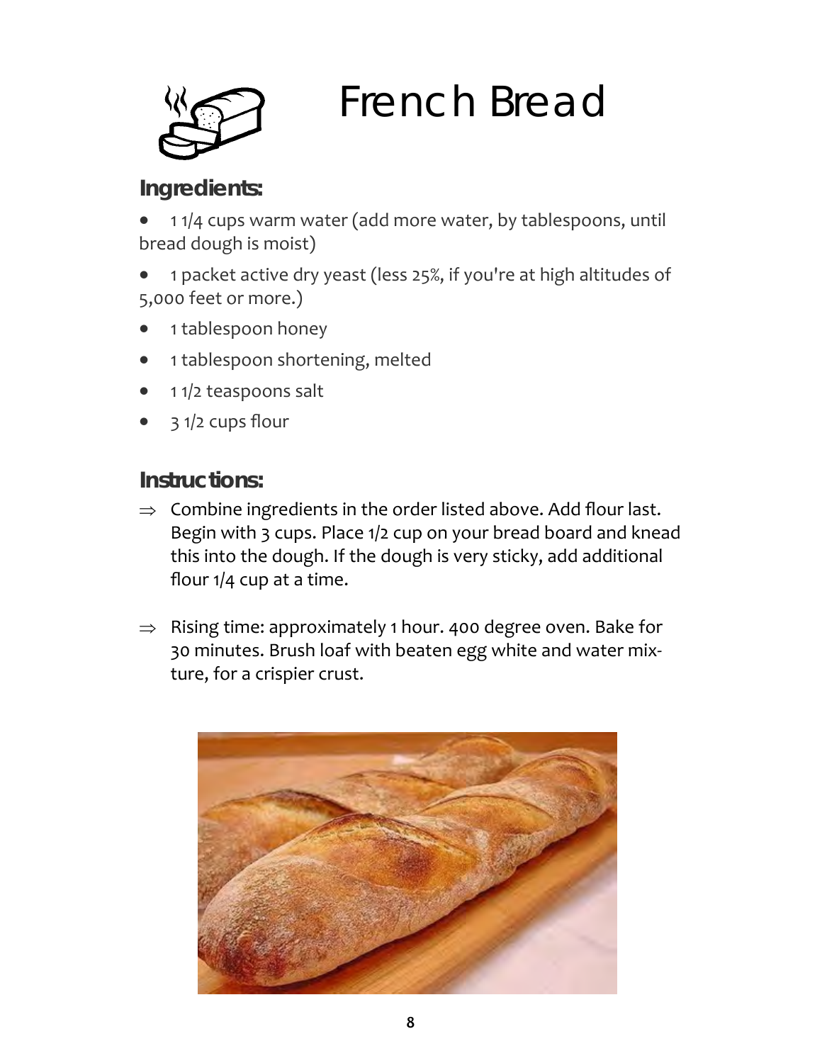# French Bread

### Ingredients:

- 1 1/4 cups warm water (add more water, by tablespoons, until bread dough is moist)
- 1 packet active dry yeast (less 25%, if you're at high altitudes of 5,000 feet or more.)
- 1 tablespoon honey
- 1 tablespoon shortening, melted
- 1 1/2 teaspoons salt
- 3 1/2 cups flour

### Instructions:

⇒ Combine ingredients in the order listed above. Add flour last. Begin with 3 cups. Place 1/2 cup on your bread board and knead this into the dough. If the dough is very sticky, add additional flour 1/4 cup at a time.

⇒ Rising time: approximately 1 hour. 400 degree oven. Bake for 30 minutes. Brush loaf with beaten egg white and water mixture, for a crispier crust.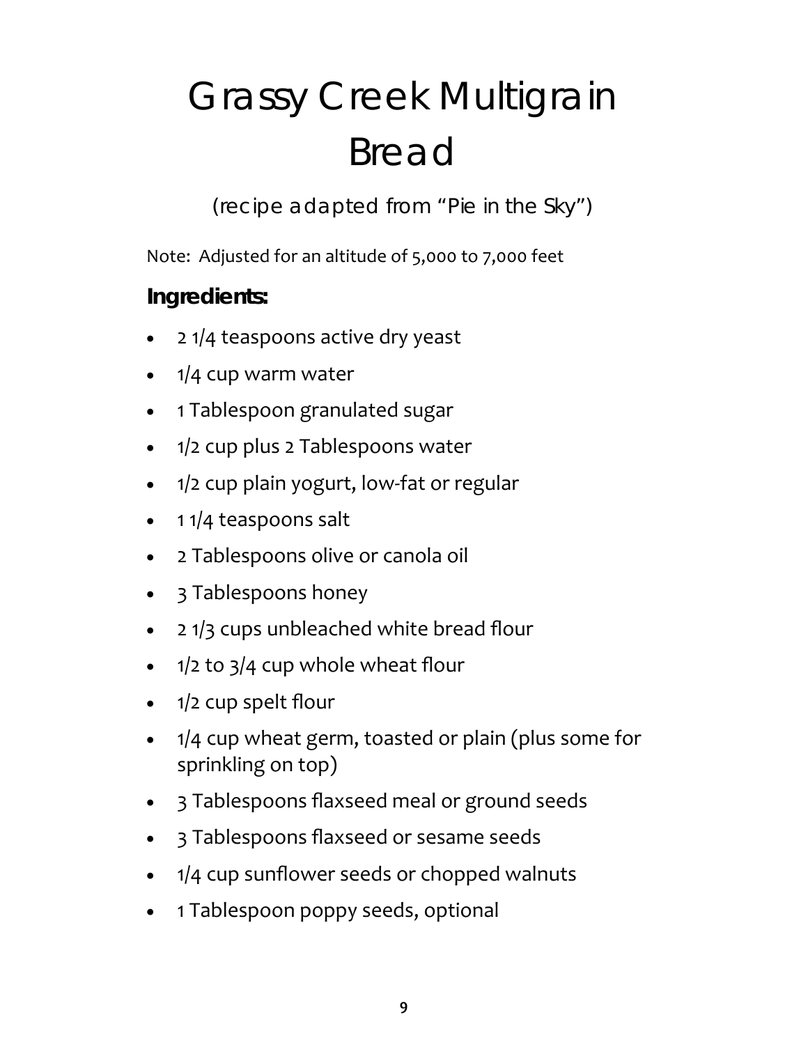# Grassy Creek Multigrain Bread

(recipe adapted from "Pie in the Sky")

Note: Adjusted for an altitude of 5,000 to 7,000 feet

### Ingredients:

- 2 1/4 teaspoons active dry yeast
- 1/4 cup warm water
- 1 Tablespoon granulated sugar
- 1/2 cup plus 2 Tablespoons water
- 1/2 cup plain yogurt, low-fat or regular
- 1 1/4 teaspoons salt
- 2 Tablespoons olive or canola oil
- 3 Tablespoons honey
- 2 1/3 cups unbleached white bread flour
- 1/2 to 3/4 cup whole wheat flour
- 1/2 cup spelt flour
- 1/4 cup wheat germ, toasted or plain (plus some for sprinkling on top)
- 3 Tablespoons flaxseed meal or ground seeds
- 3 Tablespoons flaxseed or sesame seeds
- 1/4 cup sunflower seeds or chopped walnuts
- 1 Tablespoon poppy seeds, optional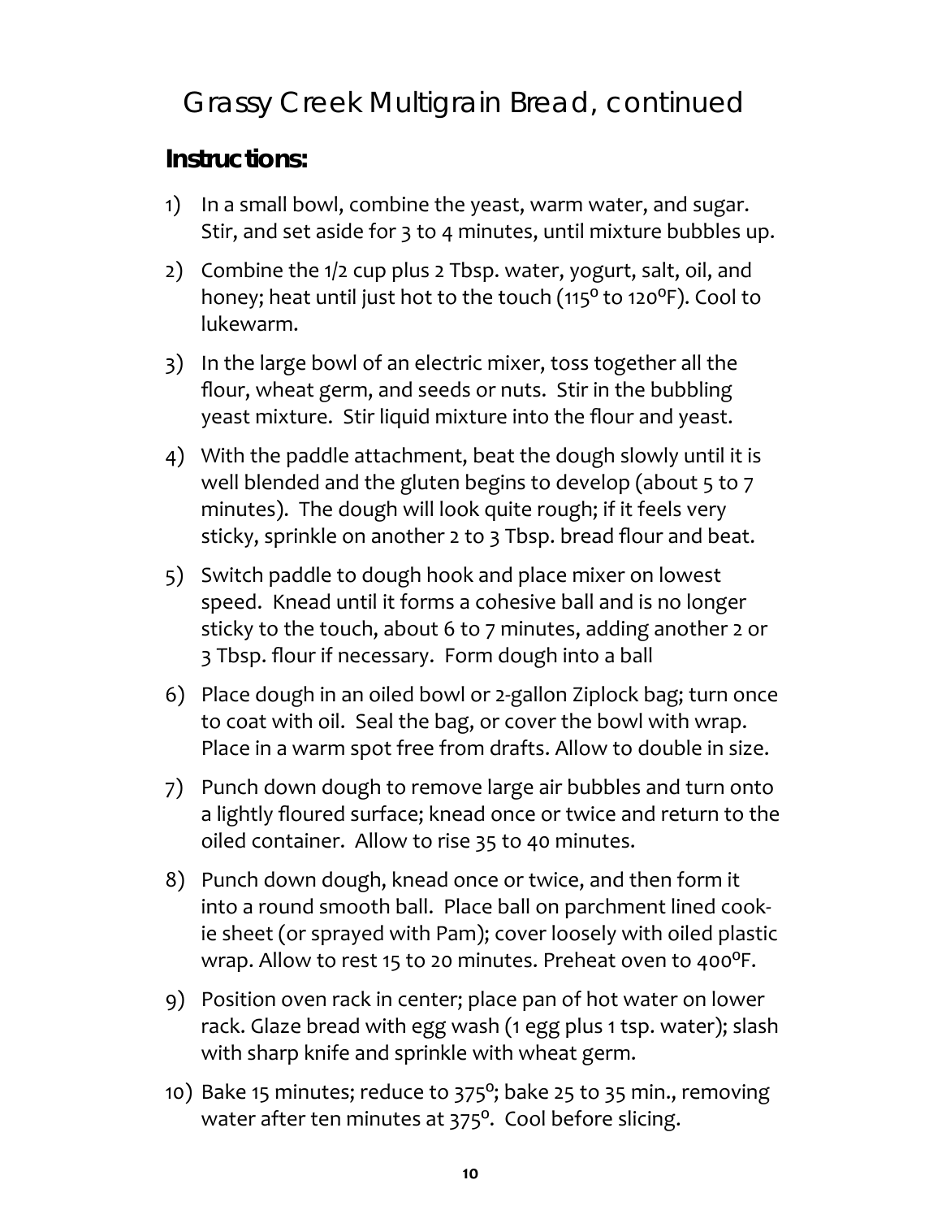# Grassy Creek Multigrain Bread, continued

## Instructions:

1) In a small bowl, combine the yeast, warm water, and sugar. Stir, and set aside for 3 to 4 minutes, until mixture bubbles up.
2) Combine the 1/2 cup plus 2 Tbsp. water, yogurt, salt, oil, and honey; heat until just hot to the touch (115º to 120ºF). Cool to lukewarm.
3) In the large bowl of an electric mixer, toss together all the flour, wheat germ, and seeds or nuts. Stir in the bubbling yeast mixture. Stir liquid mixture into the flour and yeast.
4) With the paddle attachment, beat the dough slowly until it is well blended and the gluten begins to develop (about 5 to 7 minutes). The dough will look quite rough; if it feels very sticky, sprinkle on another 2 to 3 Tbsp. bread flour and beat.
5) Switch paddle to dough hook and place mixer on lowest speed. Knead until it forms a cohesive ball and is no longer sticky to the touch, about 6 to 7 minutes, adding another 2 or 3 Tbsp. flour if necessary. Form dough into a ball
6) Place dough in an oiled bowl or 2-gallon Ziplock bag; turn once to coat with oil. Seal the bag, or cover the bowl with wrap. Place in a warm spot free from drafts. Allow to double in size.
7) Punch down dough to remove large air bubbles and turn onto a lightly floured surface; knead once or twice and return to the oiled container. Allow to rise 35 to 40 minutes.
8) Punch down dough, knead once or twice, and then form it into a round smooth ball. Place ball on parchment lined cookie sheet (or sprayed with Pam); cover loosely with oiled plastic wrap. Allow to rest 15 to 20 minutes. Preheat oven to 400ºF.
9) Position oven rack in center; place pan of hot water on lower rack. Glaze bread with egg wash (1 egg plus 1 tsp. water); slash with sharp knife and sprinkle with wheat germ.
10) Bake 15 minutes; reduce to 375º; bake 25 to 35 min., removing water after ten minutes at 375º. Cool before slicing.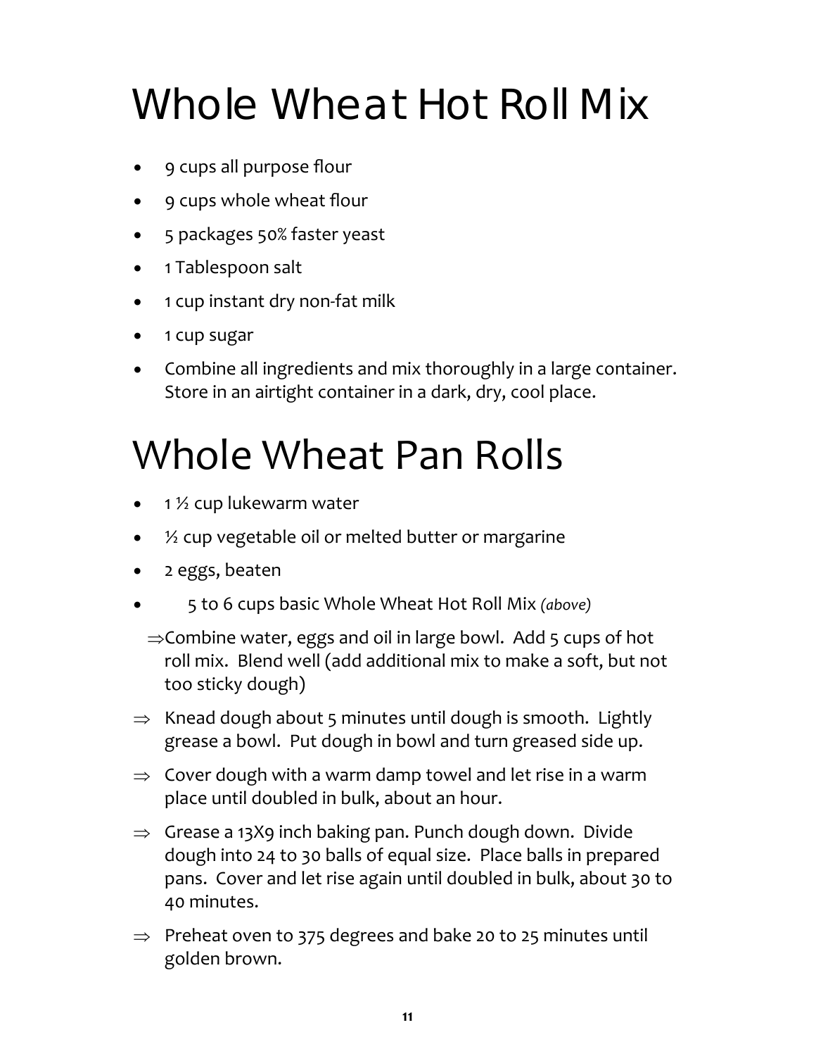# Whole Wheat Hot Roll Mix

- 9 cups all purpose flour
- 9 cups whole wheat flour
- 5 packages 50% faster yeast
- 1 Tablespoon salt
- 1 cup instant dry non-fat milk
- 1 cup sugar
- Combine all ingredients and mix thoroughly in a large container. Store in an airtight container in a dark, dry, cool place.

# Whole Wheat Pan Rolls

- 1 ½ cup lukewarm water
- ½ cup vegetable oil or melted butter or margarine
- 2 eggs, beaten
- 5 to 6 cups basic Whole Wheat Hot Roll Mix *(above)*

⇒ Combine water, eggs and oil in large bowl. Add 5 cups of hot roll mix. Blend well (add additional mix to make a soft, but not too sticky dough)

⇒ Knead dough about 5 minutes until dough is smooth. Lightly grease a bowl. Put dough in bowl and turn greased side up.

⇒ Cover dough with a warm damp towel and let rise in a warm place until doubled in bulk, about an hour.

⇒ Grease a 13X9 inch baking pan. Punch dough down. Divide dough into 24 to 30 balls of equal size. Place balls in prepared pans. Cover and let rise again until doubled in bulk, about 30 to 40 minutes.

⇒ Preheat oven to 375 degrees and bake 20 to 25 minutes until golden brown.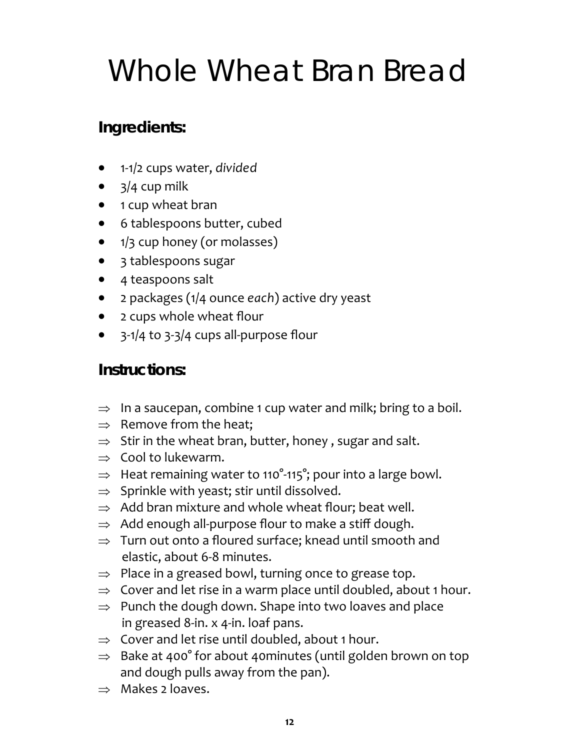# Whole Wheat Bran Bread

## Ingredients:

- 1-1/2 cups water, *divided*
- 3/4 cup milk
- 1 cup wheat bran
- 6 tablespoons butter, cubed
- 1/3 cup honey (or molasses)
- 3 tablespoons sugar
- 4 teaspoons salt
- 2 packages (1/4 ounce *each*) active dry yeast
- 2 cups whole wheat flour
- 3-1/4 to 3-3/4 cups all-purpose flour

## Instructions:

⇒ In a saucepan, combine 1 cup water and milk; bring to a boil.

⇒ Remove from the heat;

⇒ Stir in the wheat bran, butter, honey , sugar and salt.

⇒ Cool to lukewarm.

⇒ Heat remaining water to 110°-115°; pour into a large bowl.

⇒ Sprinkle with yeast; stir until dissolved.

⇒ Add bran mixture and whole wheat flour; beat well.

⇒ Add enough all-purpose flour to make a stiff dough.

⇒ Turn out onto a floured surface; knead until smooth and elastic, about 6-8 minutes.

⇒ Place in a greased bowl, turning once to grease top.

⇒ Cover and let rise in a warm place until doubled, about 1 hour.

⇒ Punch the dough down. Shape into two loaves and place in greased 8-in. x 4-in. loaf pans.

⇒ Cover and let rise until doubled, about 1 hour.

⇒ Bake at 400° for about 40minutes (until golden brown on top and dough pulls away from the pan).

⇒ Makes 2 loaves.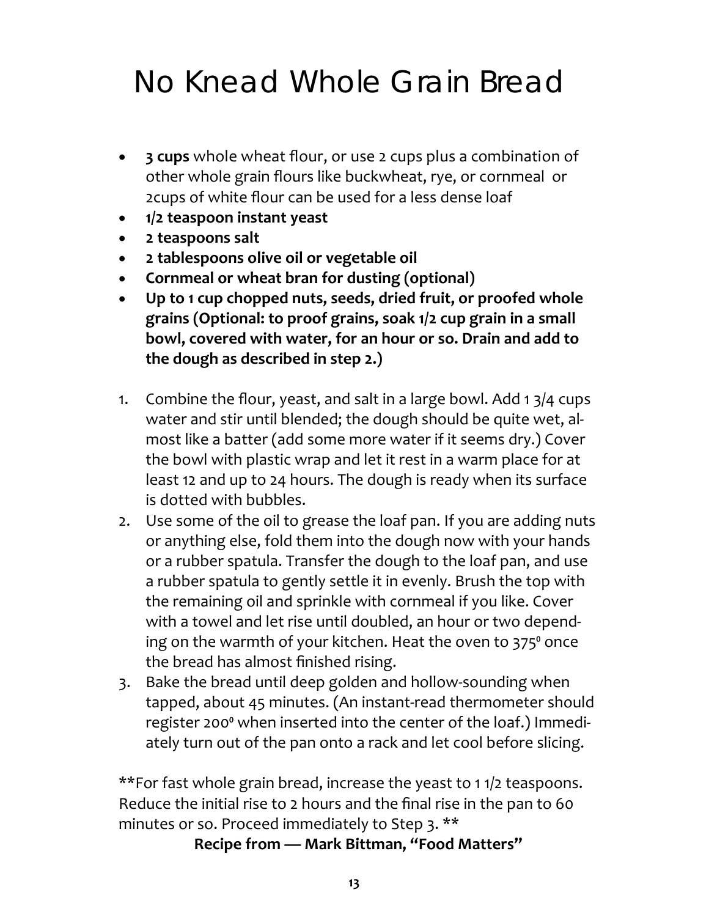# No Knead Whole Grain Bread

- **3 cups** whole wheat flour, or use 2 cups plus a combination of other whole grain flours like buckwheat, rye, or cornmeal or 2cups of white flour can be used for a less dense loaf
- **1/2 teaspoon instant yeast**
- **2 teaspoons salt**
- **2 tablespoons olive oil or vegetable oil**
- **Cornmeal or wheat bran for dusting (optional)**
- **Up to 1 cup chopped nuts, seeds, dried fruit, or proofed whole grains (Optional: to proof grains, soak 1/2 cup grain in a small bowl, covered with water, for an hour or so. Drain and add to the dough as described in step 2.)**

1. Combine the flour, yeast, and salt in a large bowl. Add 1 3/4 cups water and stir until blended; the dough should be quite wet, almost like a batter (add some more water if it seems dry.) Cover the bowl with plastic wrap and let it rest in a warm place for at least 12 and up to 24 hours. The dough is ready when its surface is dotted with bubbles.
2. Use some of the oil to grease the loaf pan. If you are adding nuts or anything else, fold them into the dough now with your hands or a rubber spatula. Transfer the dough to the loaf pan, and use a rubber spatula to gently settle it in evenly. Brush the top with the remaining oil and sprinkle with cornmeal if you like. Cover with a towel and let rise until doubled, an hour or two depending on the warmth of your kitchen. Heat the oven to 375º once the bread has almost finished rising.
3. Bake the bread until deep golden and hollow-sounding when tapped, about 45 minutes. (An instant-read thermometer should register 200º when inserted into the center of the loaf.) Immediately turn out of the pan onto a rack and let cool before slicing.

**For fast whole grain bread, increase the yeast to 1 1/2 teaspoons. Reduce the initial rise to 2 hours and the final rise in the pan to 60 minutes or so. Proceed immediately to Step 3. **

**Recipe from — Mark Bittman, "Food Matters"**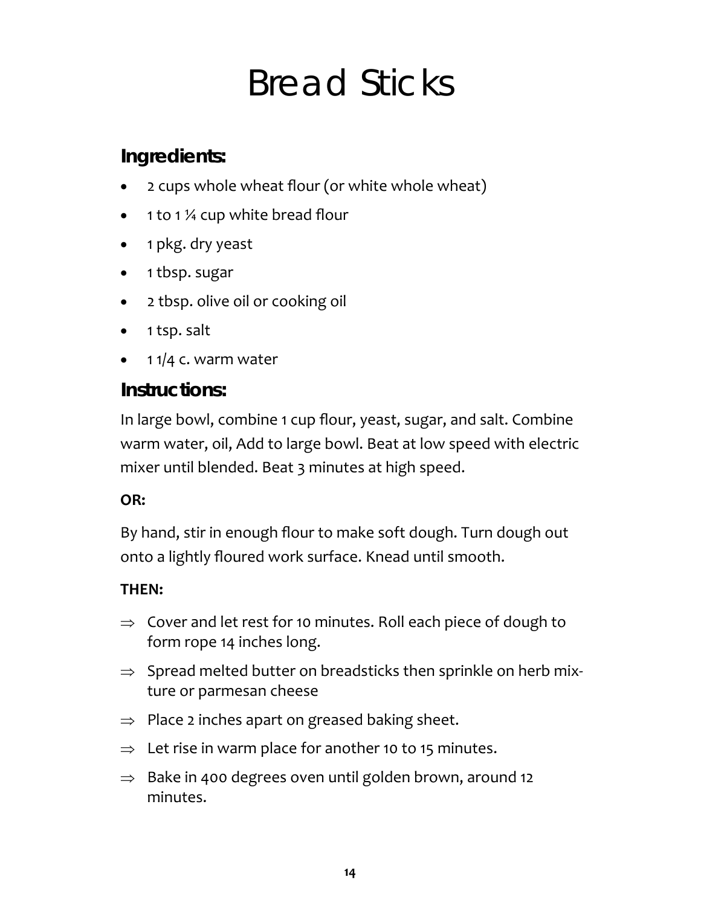# Bread Sticks

## Ingredients:

- 2 cups whole wheat flour (or white whole wheat)
- 1 to 1 ¼ cup white bread flour
- 1 pkg. dry yeast
- 1 tbsp. sugar
- 2 tbsp. olive oil or cooking oil
- 1 tsp. salt
- 1 1/4 c. warm water

## Instructions:

In large bowl, combine 1 cup flour, yeast, sugar, and salt. Combine warm water, oil, Add to large bowl. Beat at low speed with electric mixer until blended. Beat 3 minutes at high speed.

**OR:**

By hand, stir in enough flour to make soft dough. Turn dough out onto a lightly floured work surface. Knead until smooth.

**THEN:**

⇒ Cover and let rest for 10 minutes. Roll each piece of dough to form rope 14 inches long.

⇒ Spread melted butter on breadsticks then sprinkle on herb mixture or parmesan cheese

⇒ Place 2 inches apart on greased baking sheet.

⇒ Let rise in warm place for another 10 to 15 minutes.

⇒ Bake in 400 degrees oven until golden brown, around 12 minutes.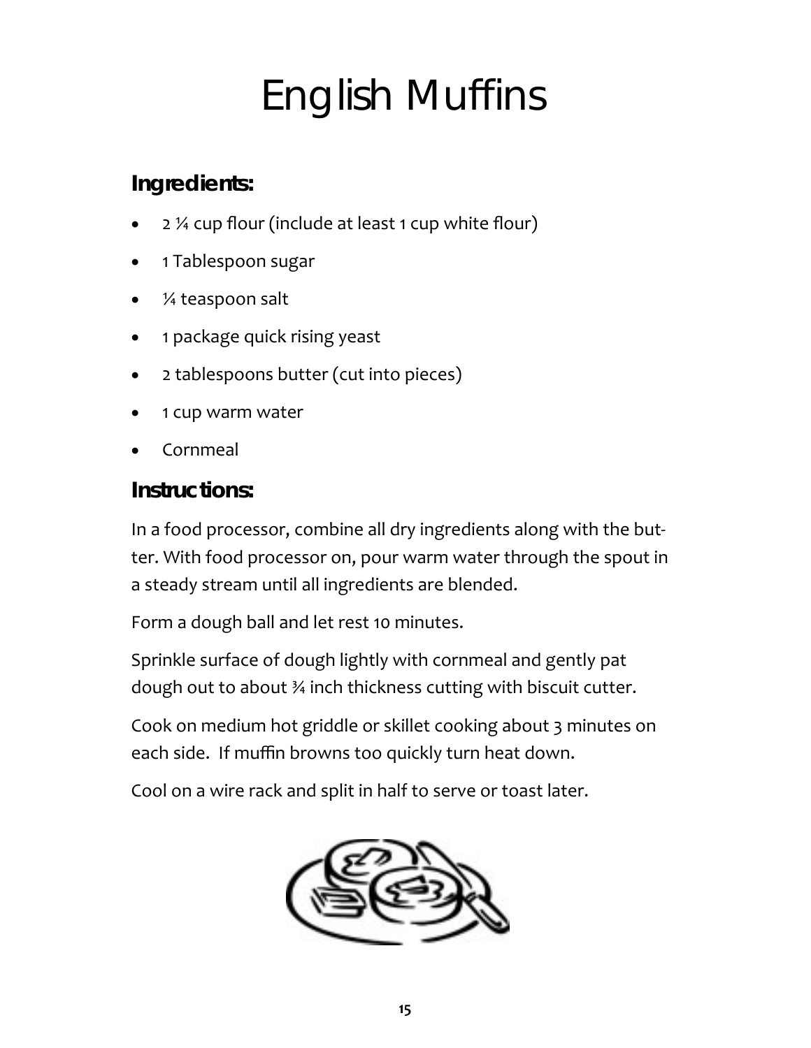# English Muffins

## Ingredients:

- 2 ¼ cup flour (include at least 1 cup white flour)
- 1 Tablespoon sugar
- ¼ teaspoon salt
- 1 package quick rising yeast
- 2 tablespoons butter (cut into pieces)
- 1 cup warm water
- Cornmeal

## Instructions:

In a food processor, combine all dry ingredients along with the butter. With food processor on, pour warm water through the spout in a steady stream until all ingredients are blended.

Form a dough ball and let rest 10 minutes.

Sprinkle surface of dough lightly with cornmeal and gently pat dough out to about ¾ inch thickness cutting with biscuit cutter.

Cook on medium hot griddle or skillet cooking about 3 minutes on each side. If muffin browns too quickly turn heat down.

Cool on a wire rack and split in half to serve or toast later.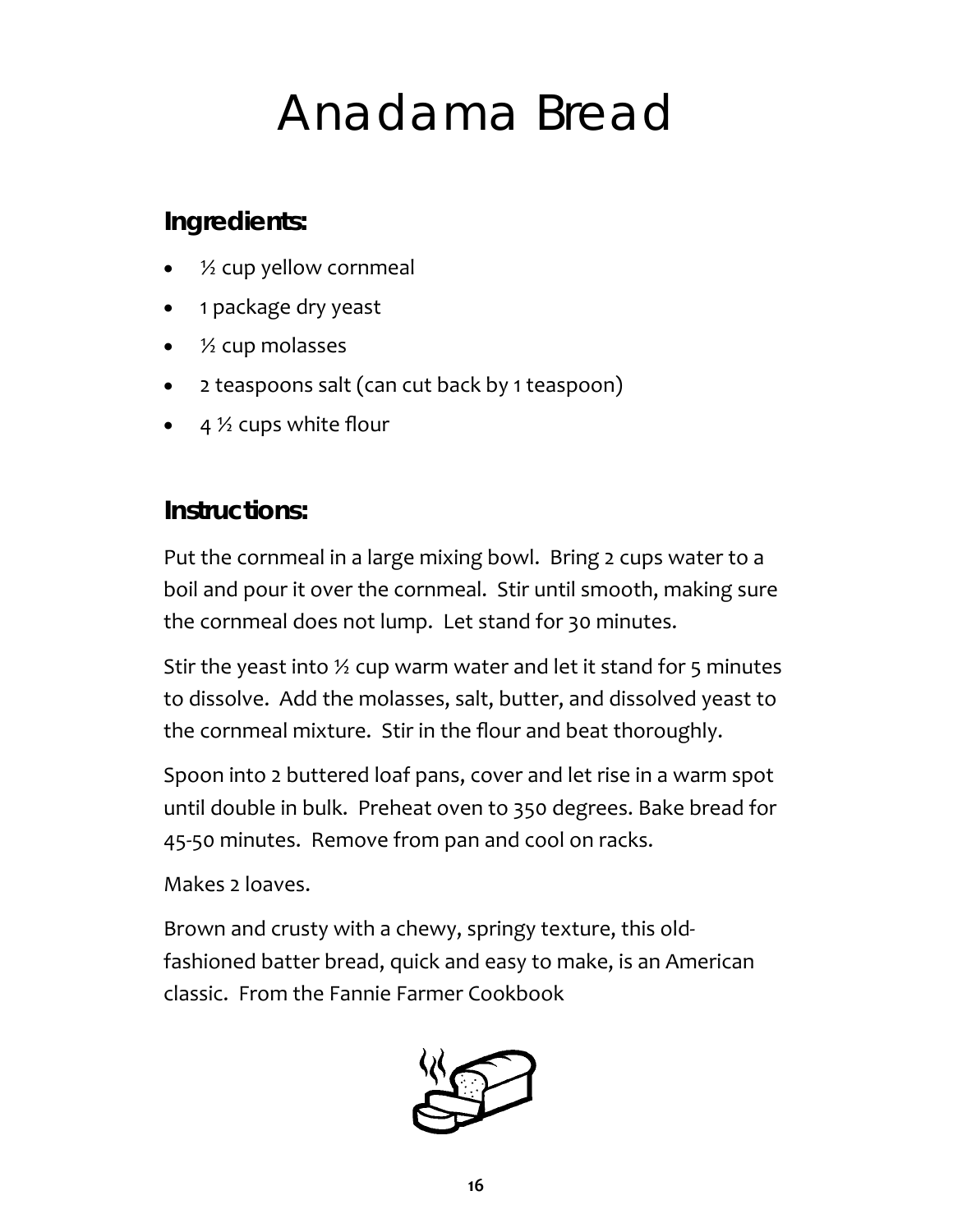# Anadama Bread

## Ingredients:

- ½ cup yellow cornmeal
- 1 package dry yeast
- ½ cup molasses
- 2 teaspoons salt (can cut back by 1 teaspoon)
- 4 ½ cups white flour

## Instructions:

Put the cornmeal in a large mixing bowl. Bring 2 cups water to a boil and pour it over the cornmeal. Stir until smooth, making sure the cornmeal does not lump. Let stand for 30 minutes.

Stir the yeast into ½ cup warm water and let it stand for 5 minutes to dissolve. Add the molasses, salt, butter, and dissolved yeast to the cornmeal mixture. Stir in the flour and beat thoroughly.

Spoon into 2 buttered loaf pans, cover and let rise in a warm spot until double in bulk. Preheat oven to 350 degrees. Bake bread for 45-50 minutes. Remove from pan and cool on racks.

Makes 2 loaves.

Brown and crusty with a chewy, springy texture, this old-fashioned batter bread, quick and easy to make, is an American classic. From the Fannie Farmer Cookbook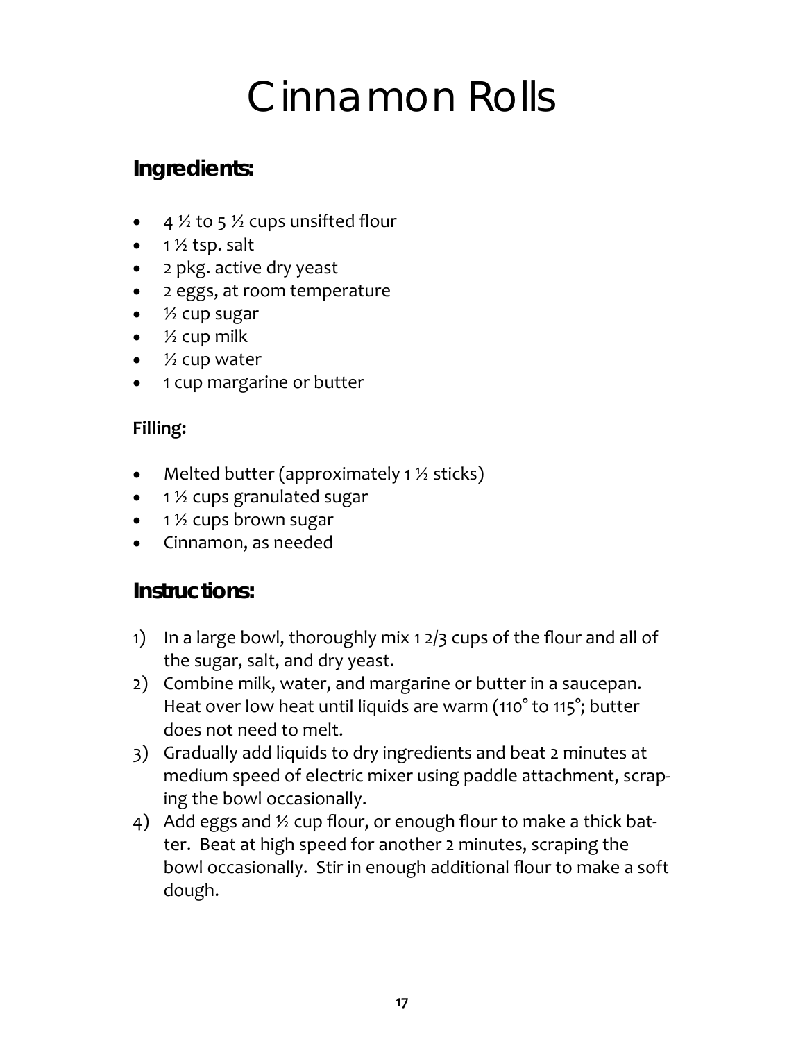# Cinnamon Rolls

## Ingredients:

- 4 ½ to 5 ½ cups unsifted flour
- 1 ½ tsp. salt
- 2 pkg. active dry yeast
- 2 eggs, at room temperature
- ½ cup sugar
- ½ cup milk
- ½ cup water
- 1 cup margarine or butter

### Filling:

- Melted butter (approximately 1 ½ sticks)
- 1 ½ cups granulated sugar
- 1 ½ cups brown sugar
- Cinnamon, as needed

## Instructions:

1) In a large bowl, thoroughly mix 1 2/3 cups of the flour and all of the sugar, salt, and dry yeast.
2) Combine milk, water, and margarine or butter in a saucepan. Heat over low heat until liquids are warm (110° to 115°; butter does not need to melt.
3) Gradually add liquids to dry ingredients and beat 2 minutes at medium speed of electric mixer using paddle attachment, scraping the bowl occasionally.
4) Add eggs and ½ cup flour, or enough flour to make a thick batter. Beat at high speed for another 2 minutes, scraping the bowl occasionally. Stir in enough additional flour to make a soft dough.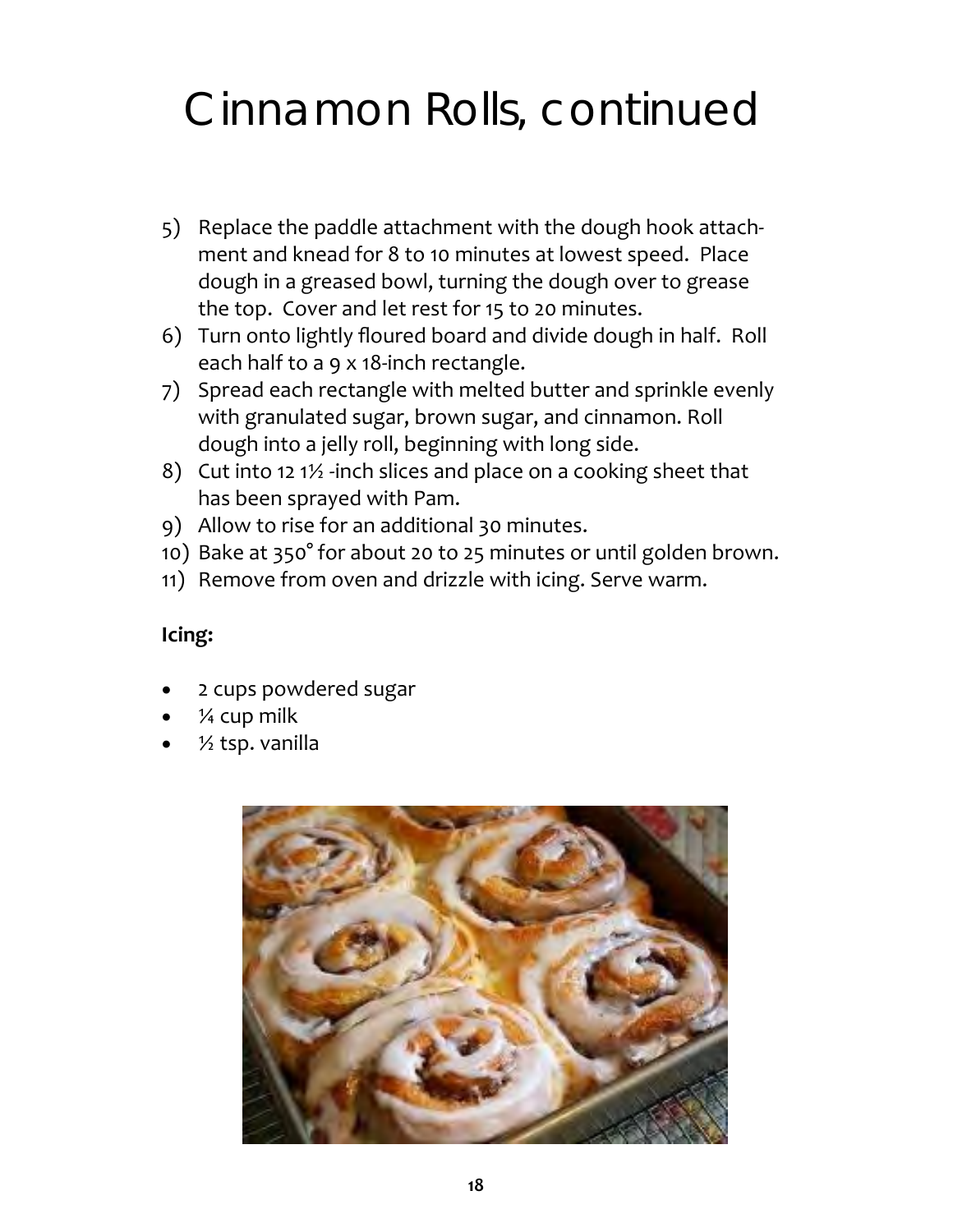# Cinnamon Rolls, continued

5) Replace the paddle attachment with the dough hook attachment and knead for 8 to 10 minutes at lowest speed. Place dough in a greased bowl, turning the dough over to grease the top. Cover and let rest for 15 to 20 minutes.
6) Turn onto lightly floured board and divide dough in half. Roll each half to a 9 x 18-inch rectangle.
7) Spread each rectangle with melted butter and sprinkle evenly with granulated sugar, brown sugar, and cinnamon. Roll dough into a jelly roll, beginning with long side.
8) Cut into 12 1½ -inch slices and place on a cooking sheet that has been sprayed with Pam.
9) Allow to rise for an additional 30 minutes.
10) Bake at 350° for about 20 to 25 minutes or until golden brown.
11) Remove from oven and drizzle with icing. Serve warm.

**Icing:**

- 2 cups powdered sugar
- ¼ cup milk
- ½ tsp. vanilla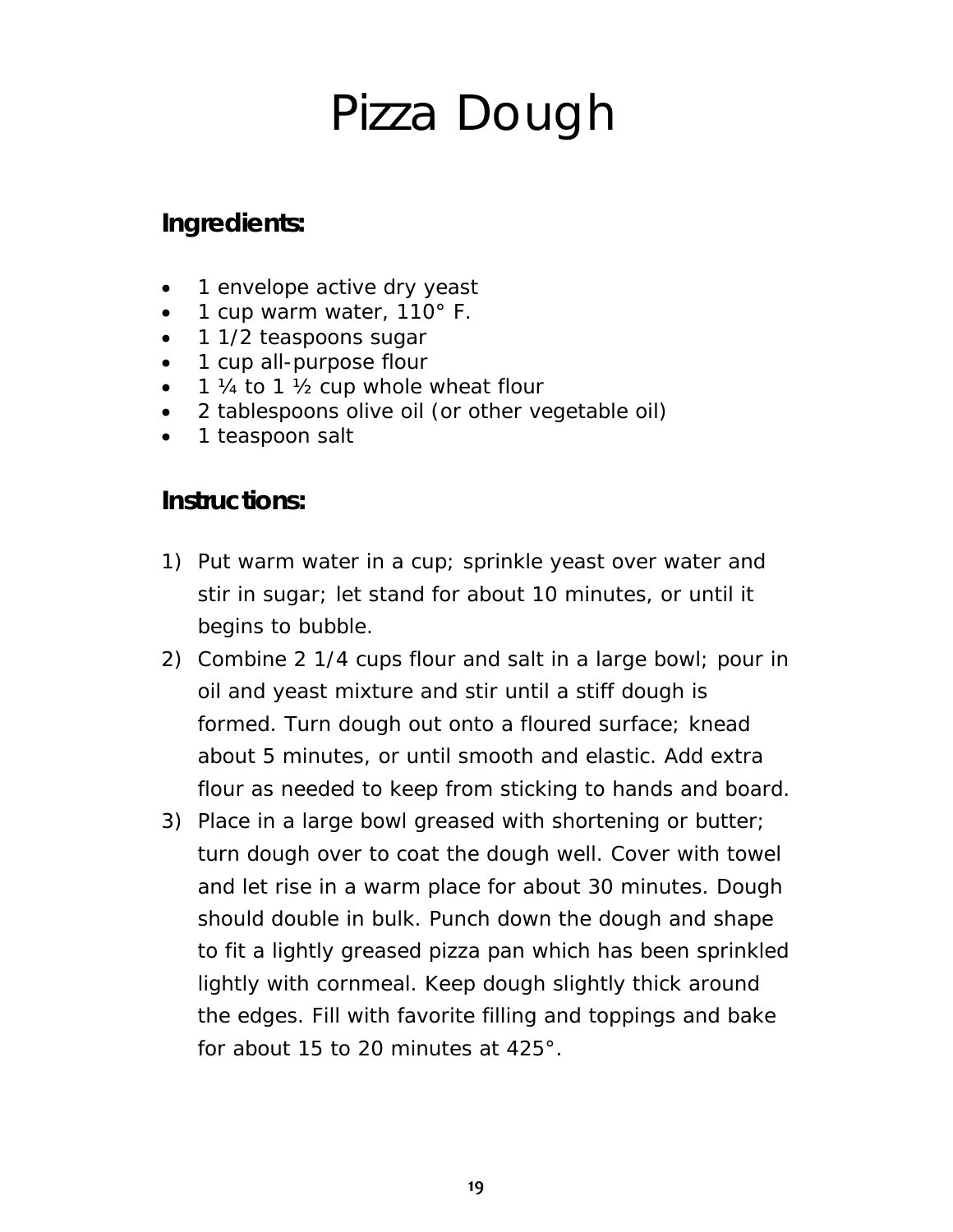# Pizza Dough

## Ingredients:

- 1 envelope active dry yeast
- 1 cup warm water, 110° F.
- 1 1/2 teaspoons sugar
- 1 cup all-purpose flour
- 1 ¼ to 1 ½ cup whole wheat flour
- 2 tablespoons olive oil (or other vegetable oil)
- 1 teaspoon salt

## Instructions:

1) Put warm water in a cup; sprinkle yeast over water and stir in sugar; let stand for about 10 minutes, or until it begins to bubble.
2) Combine 2 1/4 cups flour and salt in a large bowl; pour in oil and yeast mixture and stir until a stiff dough is formed. Turn dough out onto a floured surface; knead about 5 minutes, or until smooth and elastic. Add extra flour as needed to keep from sticking to hands and board.
3) Place in a large bowl greased with shortening or butter; turn dough over to coat the dough well. Cover with towel and let rise in a warm place for about 30 minutes. Dough should double in bulk. Punch down the dough and shape to fit a lightly greased pizza pan which has been sprinkled lightly with cornmeal. Keep dough slightly thick around the edges. Fill with favorite filling and toppings and bake for about 15 to 20 minutes at 425°.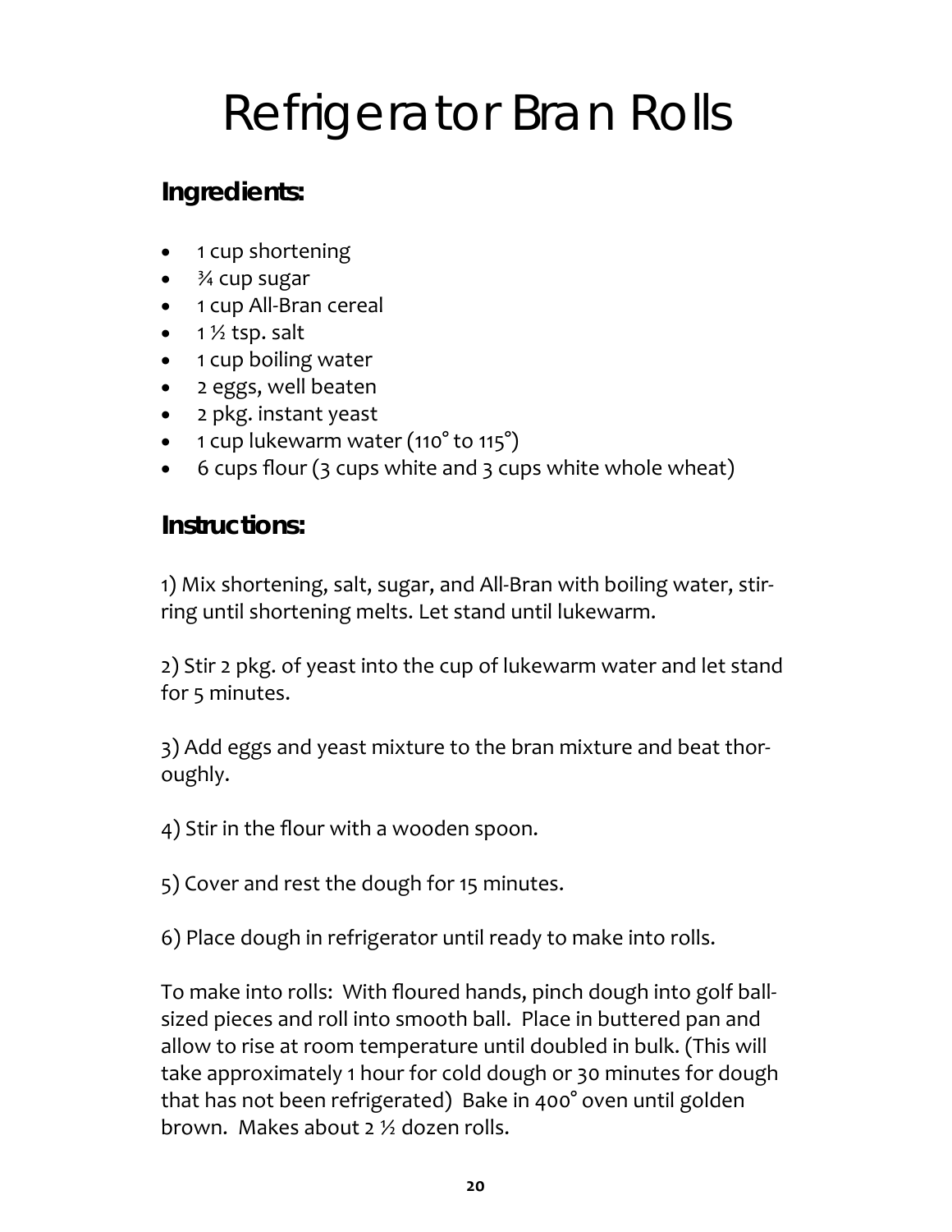# Refrigerator Bran Rolls

## Ingredients:

- 1 cup shortening
- ¾ cup sugar
- 1 cup All-Bran cereal
- 1 ½ tsp. salt
- 1 cup boiling water
- 2 eggs, well beaten
- 2 pkg. instant yeast
- 1 cup lukewarm water (110° to 115°)
- 6 cups flour (3 cups white and 3 cups white whole wheat)

## Instructions:

1) Mix shortening, salt, sugar, and All-Bran with boiling water, stirring until shortening melts. Let stand until lukewarm.

2) Stir 2 pkg. of yeast into the cup of lukewarm water and let stand for 5 minutes.

3) Add eggs and yeast mixture to the bran mixture and beat thoroughly.

4) Stir in the flour with a wooden spoon.

5) Cover and rest the dough for 15 minutes.

6) Place dough in refrigerator until ready to make into rolls.

To make into rolls: With floured hands, pinch dough into golf ball-sized pieces and roll into smooth ball. Place in buttered pan and allow to rise at room temperature until doubled in bulk. (This will take approximately 1 hour for cold dough or 30 minutes for dough that has not been refrigerated) Bake in 400° oven until golden brown. Makes about 2 ½ dozen rolls.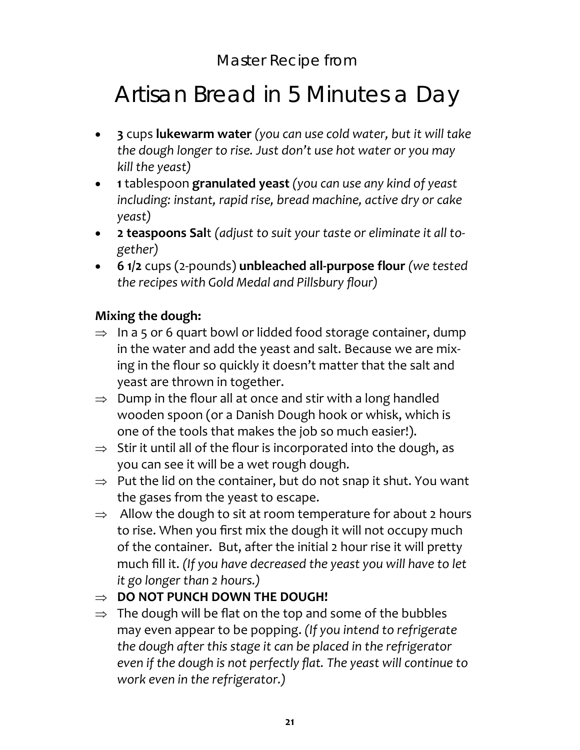Master Recipe from

# Artisan Bread in 5 Minutes a Day

- **3** cups **lukewarm water** *(you can use cold water, but it will take the dough longer to rise. Just don't use hot water or you may kill the yeast)*
- **1** tablespoon **granulated yeast** *(you can use any kind of yeast including: instant, rapid rise, bread machine, active dry or cake yeast)*
- **2 teaspoons Sal**t *(adjust to suit your taste or eliminate it all together)*
- **6 1/2** cups (2-pounds) **unbleached all-purpose flour** *(we tested the recipes with Gold Medal and Pillsbury flour)*

**Mixing the dough:**

- ⇒ In a 5 or 6 quart bowl or lidded food storage container, dump in the water and add the yeast and salt. Because we are mixing in the flour so quickly it doesn't matter that the salt and yeast are thrown in together.
- ⇒ Dump in the flour all at once and stir with a long handled wooden spoon (or a Danish Dough hook or whisk, which is one of the tools that makes the job so much easier!).
- ⇒ Stir it until all of the flour is incorporated into the dough, as you can see it will be a wet rough dough.
- ⇒ Put the lid on the container, but do not snap it shut. You want the gases from the yeast to escape.
- ⇒ Allow the dough to sit at room temperature for about 2 hours to rise. When you first mix the dough it will not occupy much of the container. But, after the initial 2 hour rise it will pretty much fill it. *(If you have decreased the yeast you will have to let it go longer than 2 hours.)*
- ⇒ **DO NOT PUNCH DOWN THE DOUGH!**
- ⇒ The dough will be flat on the top and some of the bubbles may even appear to be popping. *(If you intend to refrigerate the dough after this stage it can be placed in the refrigerator even if the dough is not perfectly flat. The yeast will continue to work even in the refrigerator.)*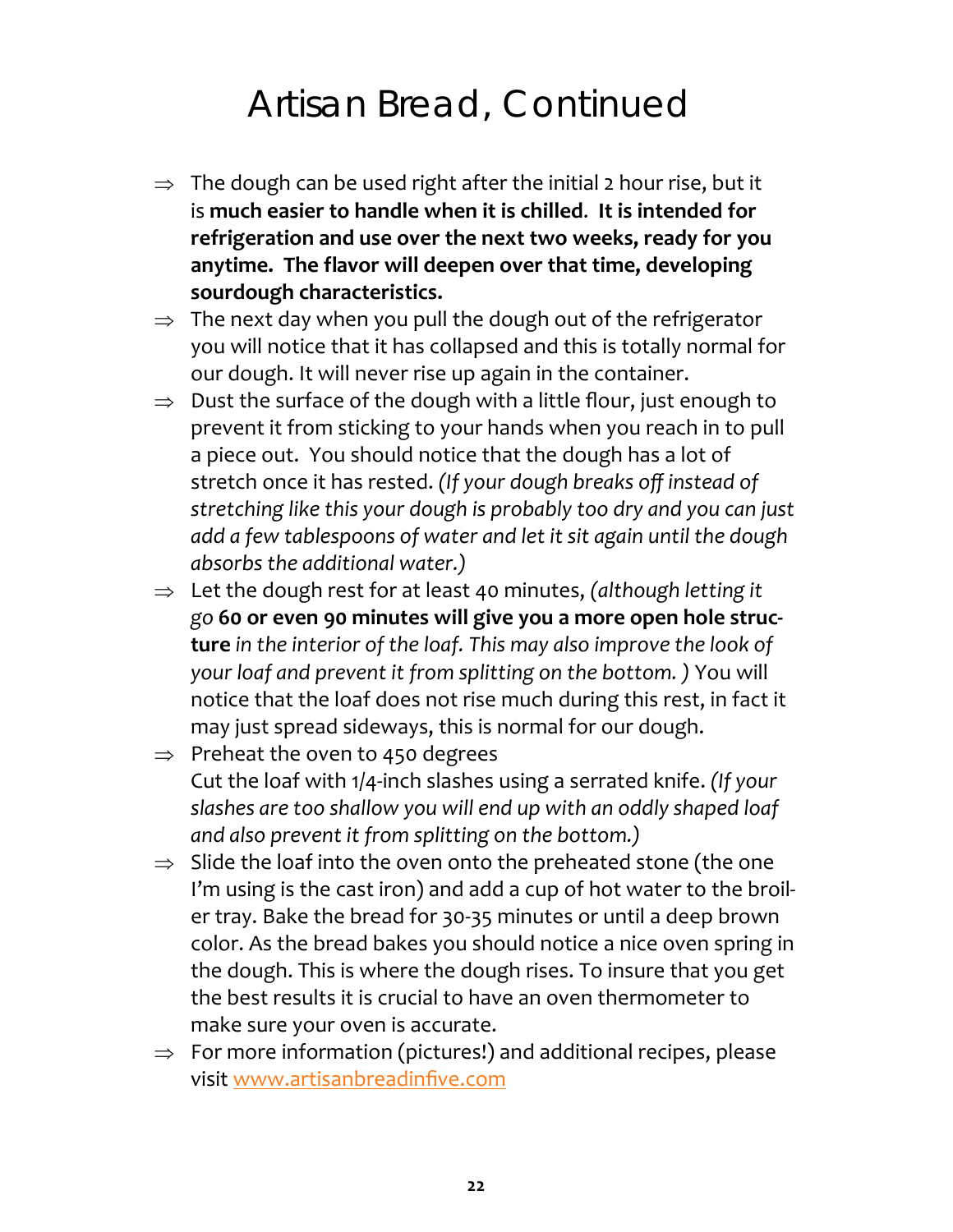# Artisan Bread, Continued

- ⇒ The dough can be used right after the initial 2 hour rise, but it is **much easier to handle when it is chilled. It is intended for refrigeration and use over the next two weeks, ready for you anytime. The flavor will deepen over that time, developing sourdough characteristics.**
- ⇒ The next day when you pull the dough out of the refrigerator you will notice that it has collapsed and this is totally normal for our dough. It will never rise up again in the container.
- ⇒ Dust the surface of the dough with a little flour, just enough to prevent it from sticking to your hands when you reach in to pull a piece out. You should notice that the dough has a lot of stretch once it has rested. *(If your dough breaks off instead of stretching like this your dough is probably too dry and you can just add a few tablespoons of water and let it sit again until the dough absorbs the additional water.)*
- ⇒ Let the dough rest for at least 40 minutes, *(although letting it go* **60 or even 90 minutes will give you a more open hole structure** *in the interior of the loaf. This may also improve the look of your loaf and prevent it from splitting on the bottom. )* You will notice that the loaf does not rise much during this rest, in fact it may just spread sideways, this is normal for our dough.
- ⇒ Preheat the oven to 450 degrees
  Cut the loaf with 1/4-inch slashes using a serrated knife. *(If your slashes are too shallow you will end up with an oddly shaped loaf and also prevent it from splitting on the bottom.)*
- ⇒ Slide the loaf into the oven onto the preheated stone (the one I'm using is the cast iron) and add a cup of hot water to the broiler tray. Bake the bread for 30-35 minutes or until a deep brown color. As the bread bakes you should notice a nice oven spring in the dough. This is where the dough rises. To insure that you get the best results it is crucial to have an oven thermometer to make sure your oven is accurate.
- ⇒ For more information (pictures!) and additional recipes, please visit www.artisanbreadinfive.com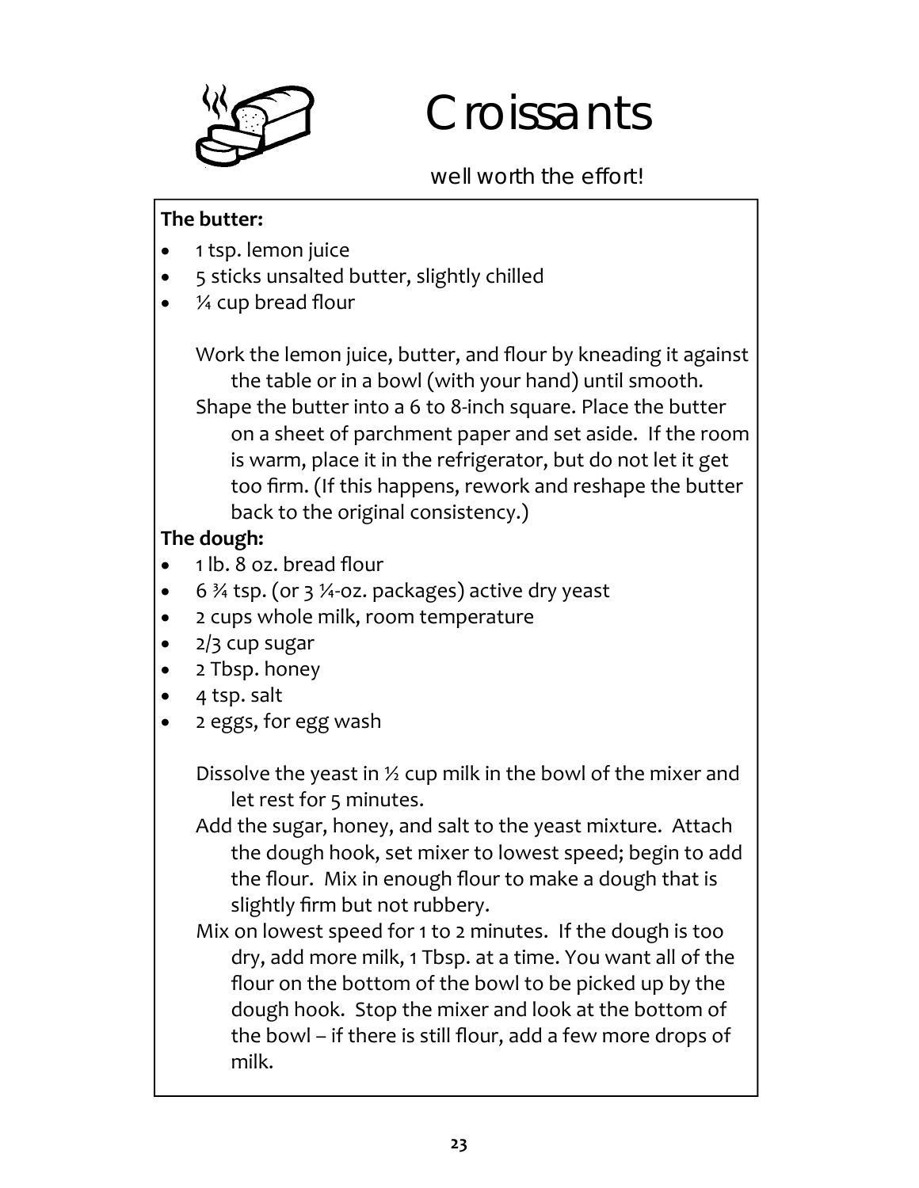# Croissants

well worth the effort!

**The butter:**

- 1 tsp. lemon juice
- 5 sticks unsalted butter, slightly chilled
- ¼ cup bread flour

Work the lemon juice, butter, and flour by kneading it against the table or in a bowl (with your hand) until smooth.

Shape the butter into a 6 to 8-inch square. Place the butter on a sheet of parchment paper and set aside. If the room is warm, place it in the refrigerator, but do not let it get too firm. (If this happens, rework and reshape the butter back to the original consistency.)

**The dough:**

- 1 lb. 8 oz. bread flour
- 6 ¾ tsp. (or 3 ¼-oz. packages) active dry yeast
- 2 cups whole milk, room temperature
- 2/3 cup sugar
- 2 Tbsp. honey
- 4 tsp. salt
- 2 eggs, for egg wash

Dissolve the yeast in ½ cup milk in the bowl of the mixer and let rest for 5 minutes.

Add the sugar, honey, and salt to the yeast mixture. Attach the dough hook, set mixer to lowest speed; begin to add the flour. Mix in enough flour to make a dough that is slightly firm but not rubbery.

Mix on lowest speed for 1 to 2 minutes. If the dough is too dry, add more milk, 1 Tbsp. at a time. You want all of the flour on the bottom of the bowl to be picked up by the dough hook. Stop the mixer and look at the bottom of the bowl – if there is still flour, add a few more drops of milk.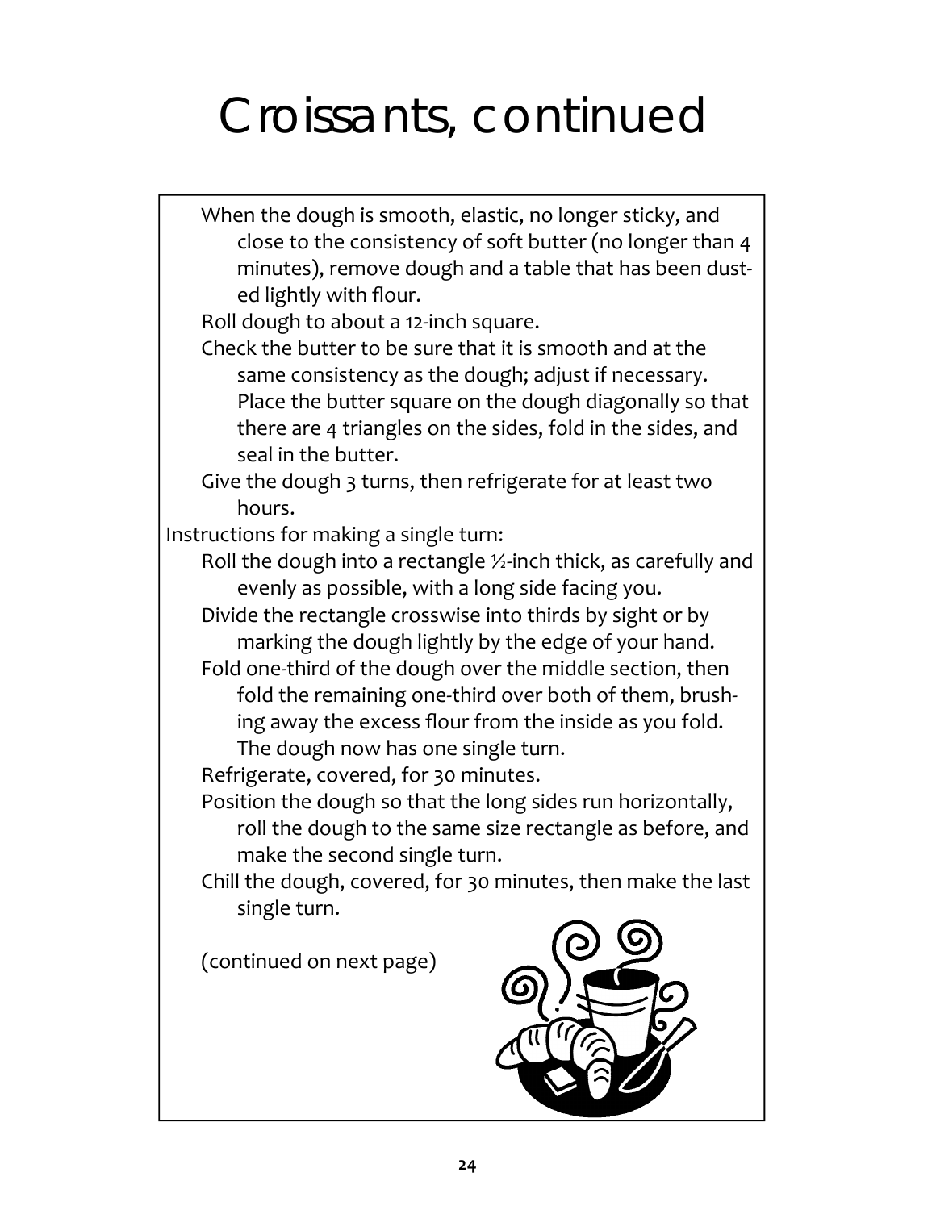# Croissants, continued

When the dough is smooth, elastic, no longer sticky, and close to the consistency of soft butter (no longer than 4 minutes), remove dough and a table that has been dusted lightly with flour.

Roll dough to about a 12-inch square.

Check the butter to be sure that it is smooth and at the same consistency as the dough; adjust if necessary. Place the butter square on the dough diagonally so that there are 4 triangles on the sides, fold in the sides, and seal in the butter.

Give the dough 3 turns, then refrigerate for at least two hours.

Instructions for making a single turn:

Roll the dough into a rectangle ½-inch thick, as carefully and evenly as possible, with a long side facing you.

Divide the rectangle crosswise into thirds by sight or by marking the dough lightly by the edge of your hand.

Fold one-third of the dough over the middle section, then fold the remaining one-third over both of them, brushing away the excess flour from the inside as you fold. The dough now has one single turn.

Refrigerate, covered, for 30 minutes.

Position the dough so that the long sides run horizontally, roll the dough to the same size rectangle as before, and make the second single turn.

Chill the dough, covered, for 30 minutes, then make the last single turn.

(continued on next page)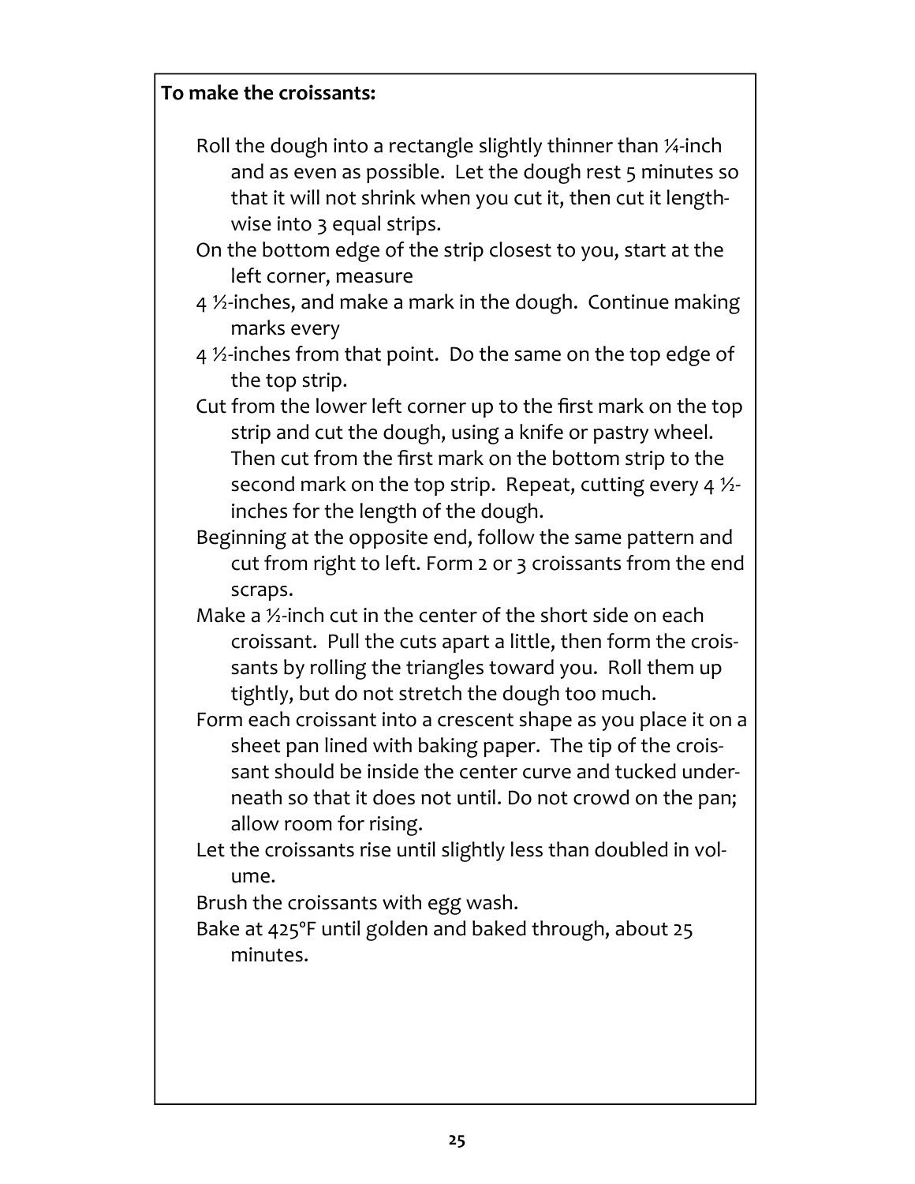**To make the croissants:**

Roll the dough into a rectangle slightly thinner than ¼-inch and as even as possible. Let the dough rest 5 minutes so that it will not shrink when you cut it, then cut it lengthwise into 3 equal strips.

On the bottom edge of the strip closest to you, start at the left corner, measure

4 ½-inches, and make a mark in the dough. Continue making marks every

4 ½-inches from that point. Do the same on the top edge of the top strip.

Cut from the lower left corner up to the first mark on the top strip and cut the dough, using a knife or pastry wheel. Then cut from the first mark on the bottom strip to the second mark on the top strip. Repeat, cutting every 4 ½-inches for the length of the dough.

Beginning at the opposite end, follow the same pattern and cut from right to left. Form 2 or 3 croissants from the end scraps.

Make a ½-inch cut in the center of the short side on each croissant. Pull the cuts apart a little, then form the croissants by rolling the triangles toward you. Roll them up tightly, but do not stretch the dough too much.

Form each croissant into a crescent shape as you place it on a sheet pan lined with baking paper. The tip of the croissant should be inside the center curve and tucked underneath so that it does not until. Do not crowd on the pan; allow room for rising.

Let the croissants rise until slightly less than doubled in volume.

Brush the croissants with egg wash.

Bake at 425°F until golden and baked through, about 25 minutes.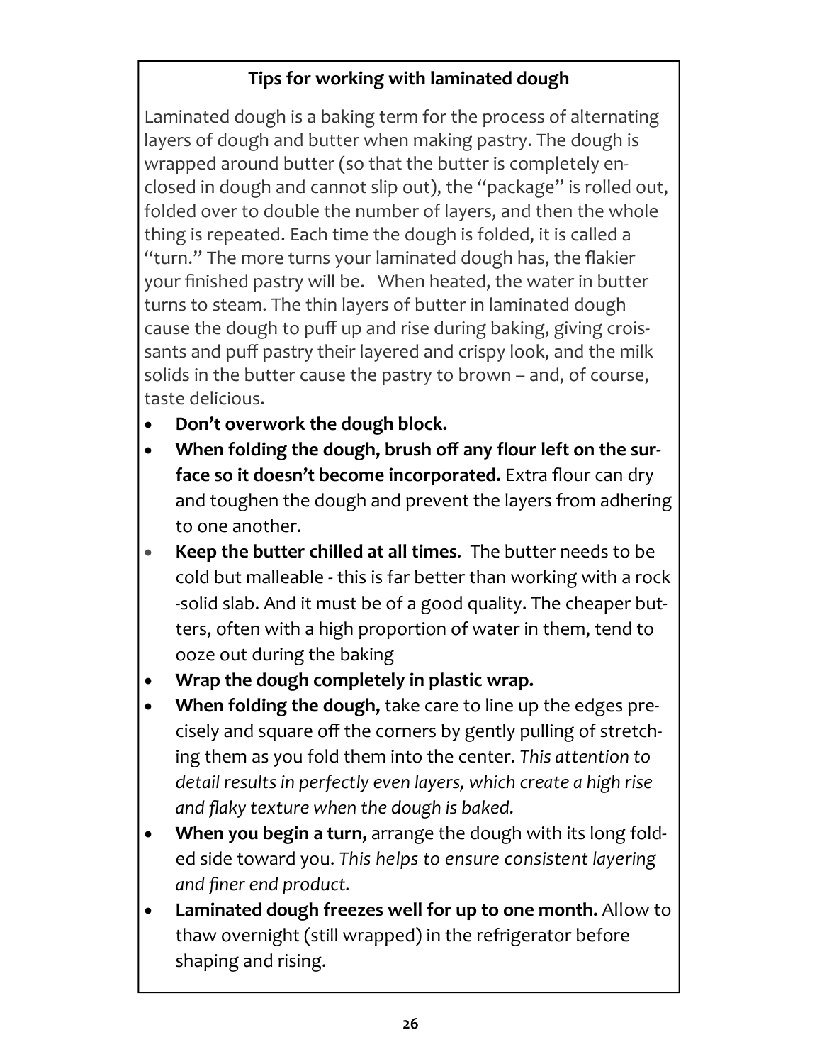### Tips for working with laminated dough

Laminated dough is a baking term for the process of alternating layers of dough and butter when making pastry. The dough is wrapped around butter (so that the butter is completely enclosed in dough and cannot slip out), the "package" is rolled out, folded over to double the number of layers, and then the whole thing is repeated. Each time the dough is folded, it is called a "turn." The more turns your laminated dough has, the flakier your finished pastry will be. When heated, the water in butter turns to steam. The thin layers of butter in laminated dough cause the dough to puff up and rise during baking, giving croissants and puff pastry their layered and crispy look, and the milk solids in the butter cause the pastry to brown – and, of course, taste delicious.

- **Don't overwork the dough block.**
- **When folding the dough, brush off any flour left on the surface so it doesn't become incorporated.** Extra flour can dry and toughen the dough and prevent the layers from adhering to one another.
- **Keep the butter chilled at all times**. The butter needs to be cold but malleable - this is far better than working with a rock -solid slab. And it must be of a good quality. The cheaper butters, often with a high proportion of water in them, tend to ooze out during the baking
- **Wrap the dough completely in plastic wrap.**
- **When folding the dough,** take care to line up the edges precisely and square off the corners by gently pulling of stretching them as you fold them into the center. *This attention to detail results in perfectly even layers, which create a high rise and flaky texture when the dough is baked.*
- **When you begin a turn,** arrange the dough with its long folded side toward you. *This helps to ensure consistent layering and finer end product.*
- **Laminated dough freezes well for up to one month.** Allow to thaw overnight (still wrapped) in the refrigerator before shaping and rising.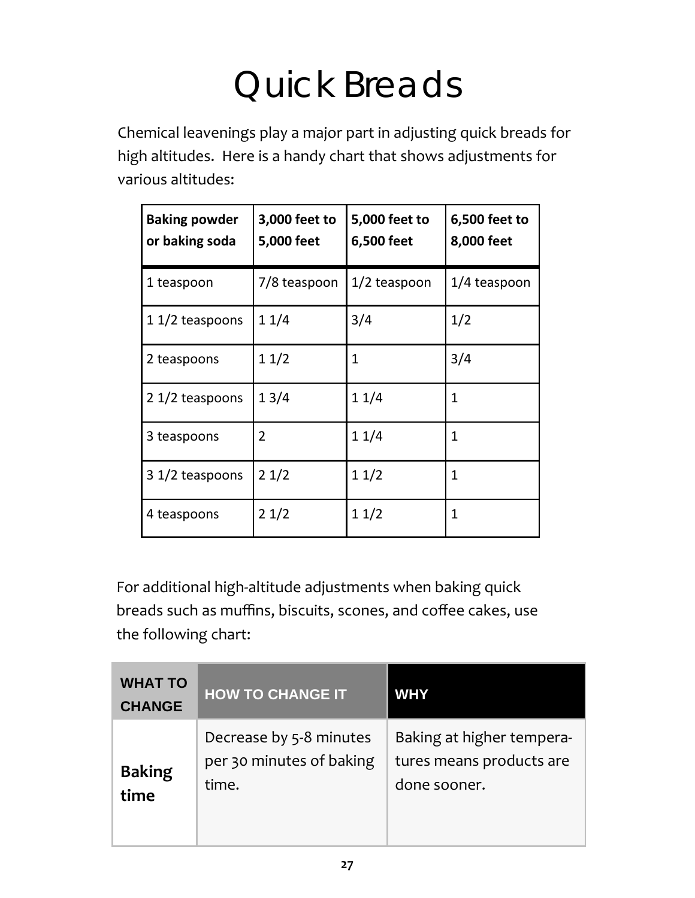# Quick Breads

Chemical leavenings play a major part in adjusting quick breads for high altitudes. Here is a handy chart that shows adjustments for various altitudes:

| Baking powder or baking soda | 3,000 feet to 5,000 feet | 5,000 feet to 6,500 feet | 6,500 feet to 8,000 feet |
|---|---|---|---|
| 1 teaspoon | 7/8 teaspoon | 1/2 teaspoon | 1/4 teaspoon |
| 1 1/2 teaspoons | 1 1/4 | 3/4 | 1/2 |
| 2 teaspoons | 1 1/2 | 1 | 3/4 |
| 2 1/2 teaspoons | 1 3/4 | 1 1/4 | 1 |
| 3 teaspoons | 2 | 1 1/4 | 1 |
| 3 1/2 teaspoons | 2 1/2 | 1 1/2 | 1 |
| 4 teaspoons | 2 1/2 | 1 1/2 | 1 |

For additional high-altitude adjustments when baking quick breads such as muffins, biscuits, scones, and coffee cakes, use the following chart:

| WHAT TO CHANGE | HOW TO CHANGE IT | WHY |
|---|---|---|
| **Baking time** | Decrease by 5-8 minutes per 30 minutes of baking time. | Baking at higher temperatures means products are done sooner. |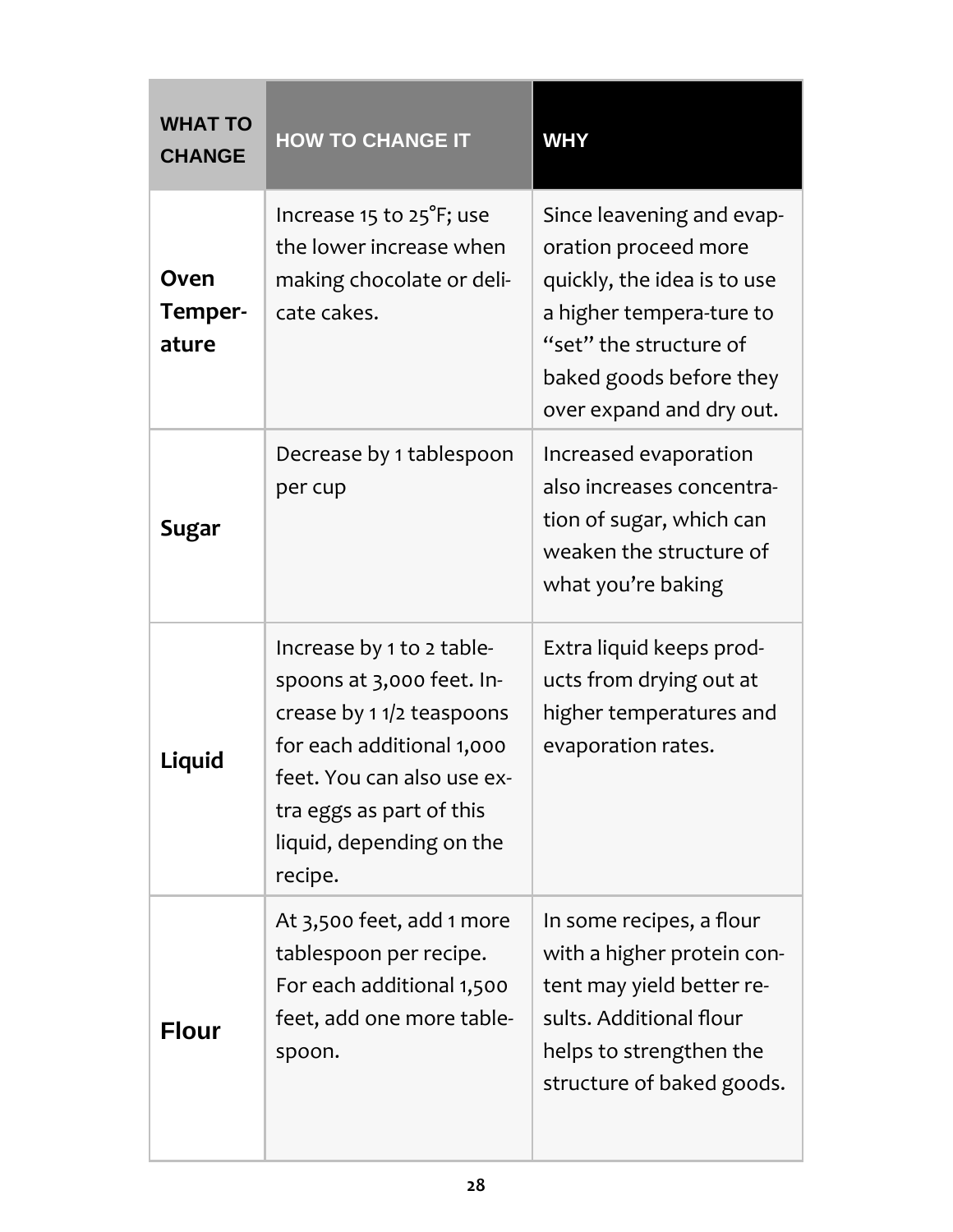| WHAT TO CHANGE | HOW TO CHANGE IT | WHY |
|---|---|---|
| **Oven Temperature** | Increase 15 to 25°F; use the lower increase when making chocolate or delicate cakes. | Since leavening and evaporation proceed more quickly, the idea is to use a higher tempera-ture to "set" the structure of baked goods before they over expand and dry out. |
| **Sugar** | Decrease by 1 tablespoon per cup | Increased evaporation also increases concentration of sugar, which can weaken the structure of what you're baking |
| **Liquid** | Increase by 1 to 2 tablespoons at 3,000 feet. Increase by 1 1/2 teaspoons for each additional 1,000 feet. You can also use extra eggs as part of this liquid, depending on the recipe. | Extra liquid keeps products from drying out at higher temperatures and evaporation rates. |
| **Flour** | At 3,500 feet, add 1 more tablespoon per recipe. For each additional 1,500 feet, add one more tablespoon. | In some recipes, a flour with a higher protein content may yield better results. Additional flour helps to strengthen the structure of baked goods. |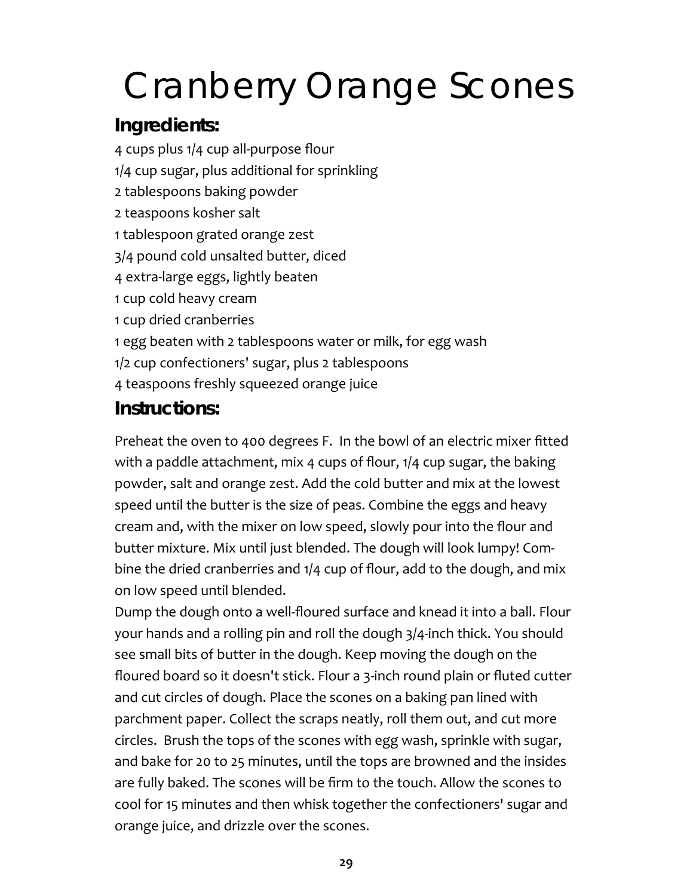# Cranberry Orange Scones

## Ingredients:

4 cups plus 1/4 cup all-purpose flour
1/4 cup sugar, plus additional for sprinkling
2 tablespoons baking powder
2 teaspoons kosher salt
1 tablespoon grated orange zest
3/4 pound cold unsalted butter, diced
4 extra-large eggs, lightly beaten
1 cup cold heavy cream
1 cup dried cranberries
1 egg beaten with 2 tablespoons water or milk, for egg wash
1/2 cup confectioners' sugar, plus 2 tablespoons
4 teaspoons freshly squeezed orange juice

## Instructions:

Preheat the oven to 400 degrees F. In the bowl of an electric mixer fitted with a paddle attachment, mix 4 cups of flour, 1/4 cup sugar, the baking powder, salt and orange zest. Add the cold butter and mix at the lowest speed until the butter is the size of peas. Combine the eggs and heavy cream and, with the mixer on low speed, slowly pour into the flour and butter mixture. Mix until just blended. The dough will look lumpy! Combine the dried cranberries and 1/4 cup of flour, add to the dough, and mix on low speed until blended.

Dump the dough onto a well-floured surface and knead it into a ball. Flour your hands and a rolling pin and roll the dough 3/4-inch thick. You should see small bits of butter in the dough. Keep moving the dough on the floured board so it doesn't stick. Flour a 3-inch round plain or fluted cutter and cut circles of dough. Place the scones on a baking pan lined with parchment paper. Collect the scraps neatly, roll them out, and cut more circles. Brush the tops of the scones with egg wash, sprinkle with sugar, and bake for 20 to 25 minutes, until the tops are browned and the insides are fully baked. The scones will be firm to the touch. Allow the scones to cool for 15 minutes and then whisk together the confectioners' sugar and orange juice, and drizzle over the scones.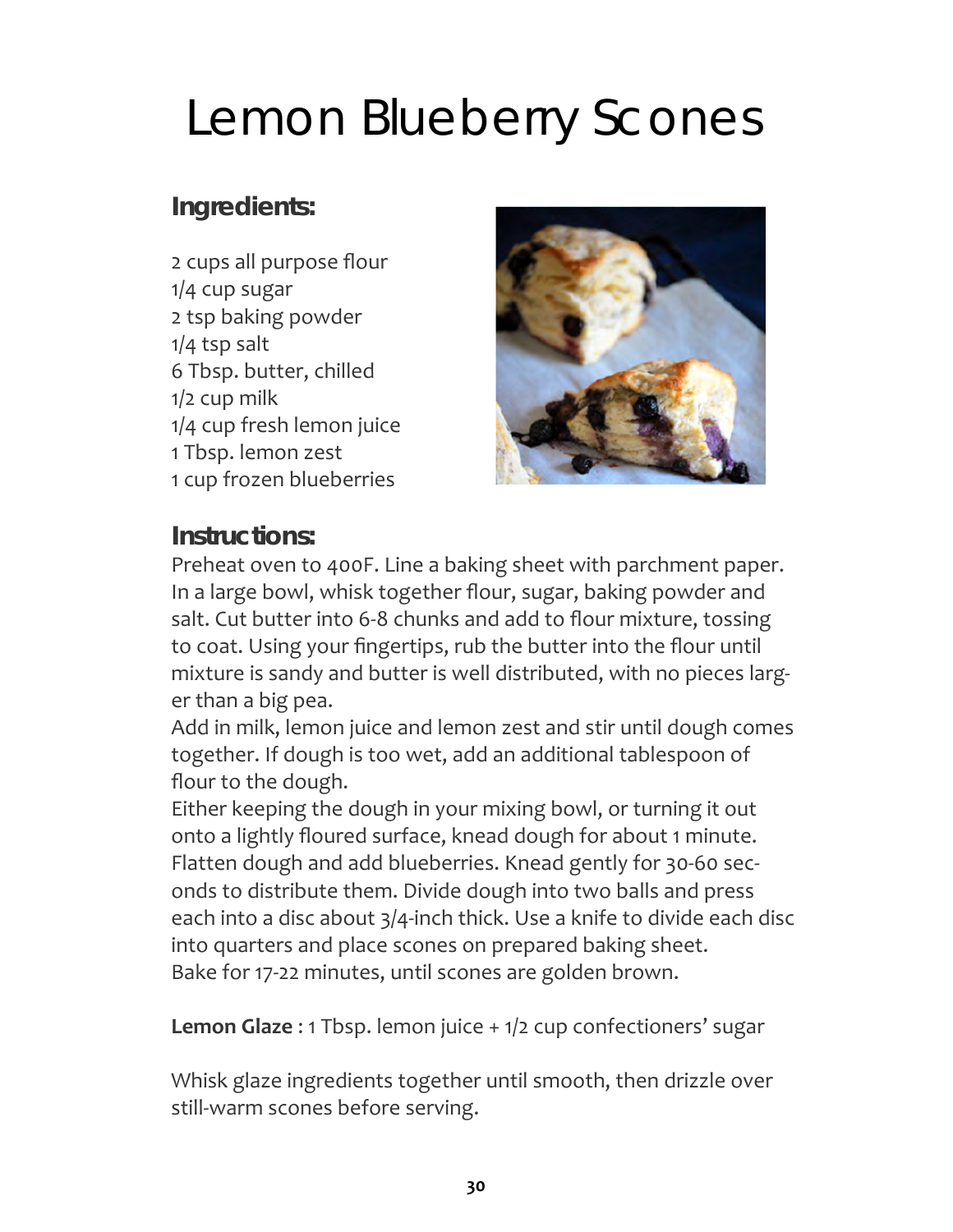# Lemon Blueberry Scones

## Ingredients:

2 cups all purpose flour
1/4 cup sugar
2 tsp baking powder
1/4 tsp salt
6 Tbsp. butter, chilled
1/2 cup milk
1/4 cup fresh lemon juice
1 Tbsp. lemon zest
1 cup frozen blueberries

## Instructions:

Preheat oven to 400F. Line a baking sheet with parchment paper. In a large bowl, whisk together flour, sugar, baking powder and salt. Cut butter into 6-8 chunks and add to flour mixture, tossing to coat. Using your fingertips, rub the butter into the flour until mixture is sandy and butter is well distributed, with no pieces larger than a big pea.

Add in milk, lemon juice and lemon zest and stir until dough comes together. If dough is too wet, add an additional tablespoon of flour to the dough.

Either keeping the dough in your mixing bowl, or turning it out onto a lightly floured surface, knead dough for about 1 minute. Flatten dough and add blueberries. Knead gently for 30-60 seconds to distribute them. Divide dough into two balls and press each into a disc about 3/4-inch thick. Use a knife to divide each disc into quarters and place scones on prepared baking sheet.

Bake for 17-22 minutes, until scones are golden brown.

**Lemon Glaze** : 1 Tbsp. lemon juice + 1/2 cup confectioners' sugar

Whisk glaze ingredients together until smooth, then drizzle over still-warm scones before serving.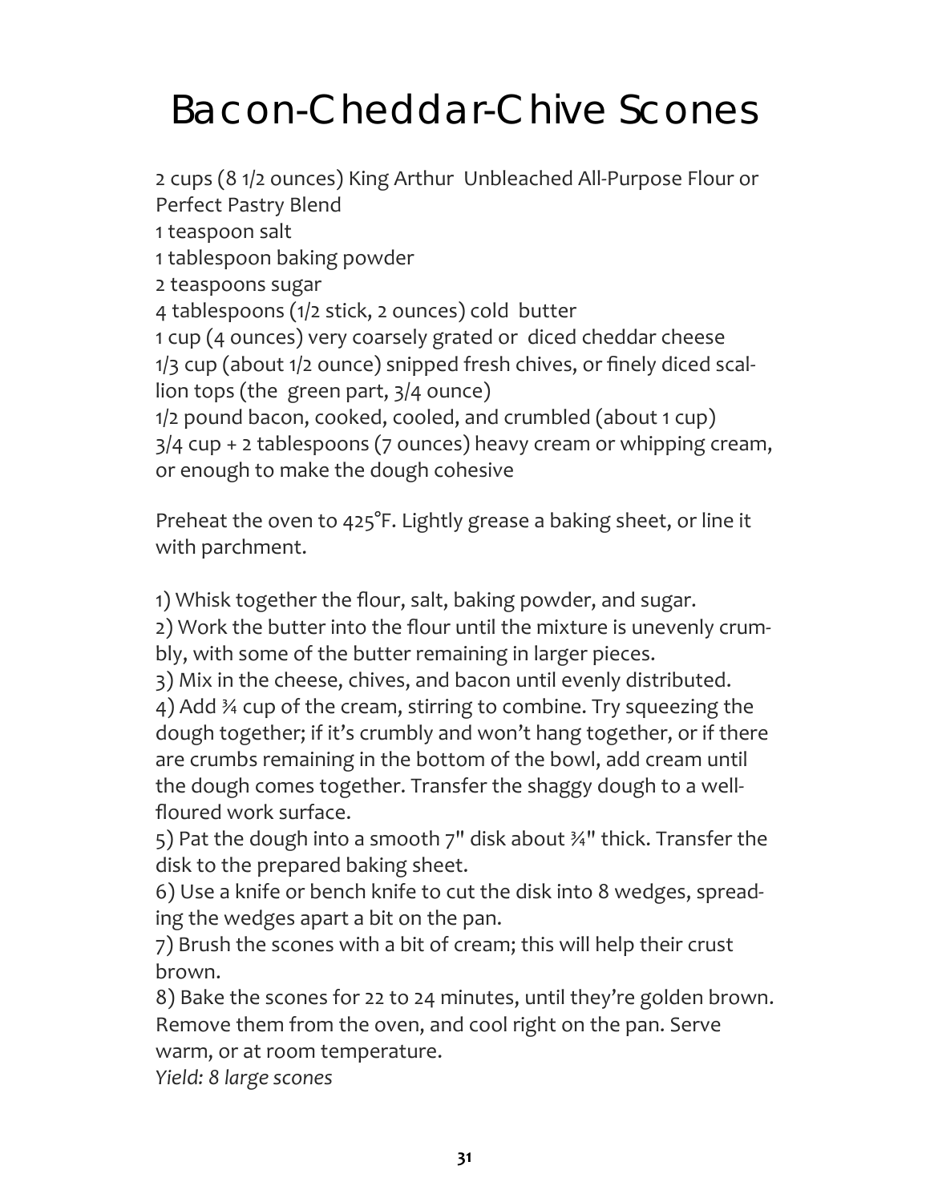# Bacon-Cheddar-Chive Scones

2 cups (8 1/2 ounces) King Arthur Unbleached All-Purpose Flour or Perfect Pastry Blend
1 teaspoon salt
1 tablespoon baking powder
2 teaspoons sugar
4 tablespoons (1/2 stick, 2 ounces) cold butter
1 cup (4 ounces) very coarsely grated or diced cheddar cheese
1/3 cup (about 1/2 ounce) snipped fresh chives, or finely diced scallion tops (the green part, 3/4 ounce)
1/2 pound bacon, cooked, cooled, and crumbled (about 1 cup)
3/4 cup + 2 tablespoons (7 ounces) heavy cream or whipping cream, or enough to make the dough cohesive

Preheat the oven to 425°F. Lightly grease a baking sheet, or line it with parchment.

1) Whisk together the flour, salt, baking powder, and sugar.
2) Work the butter into the flour until the mixture is unevenly crumbly, with some of the butter remaining in larger pieces.
3) Mix in the cheese, chives, and bacon until evenly distributed.
4) Add ¾ cup of the cream, stirring to combine. Try squeezing the dough together; if it's crumbly and won't hang together, or if there are crumbs remaining in the bottom of the bowl, add cream until the dough comes together. Transfer the shaggy dough to a well-floured work surface.
5) Pat the dough into a smooth 7" disk about ¾" thick. Transfer the disk to the prepared baking sheet.
6) Use a knife or bench knife to cut the disk into 8 wedges, spreading the wedges apart a bit on the pan.
7) Brush the scones with a bit of cream; this will help their crust brown.
8) Bake the scones for 22 to 24 minutes, until they're golden brown. Remove them from the oven, and cool right on the pan. Serve warm, or at room temperature.
*Yield: 8 large scones*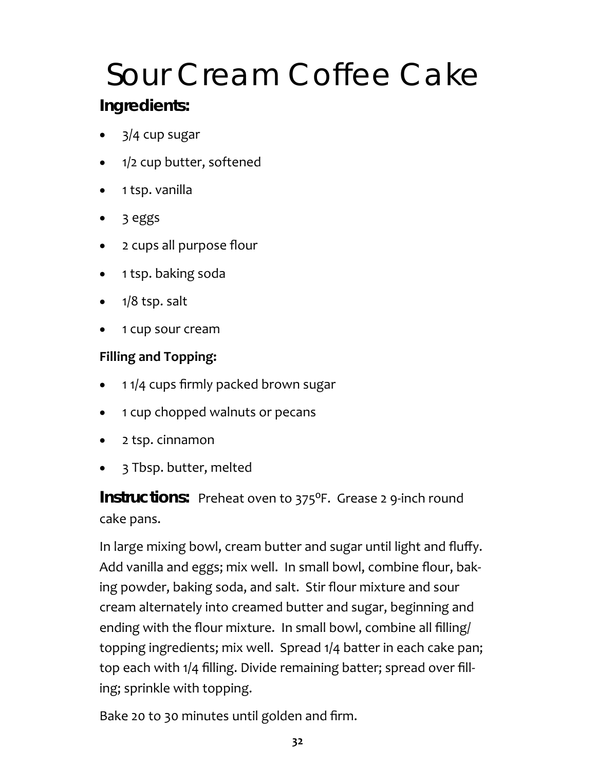# Sour Cream Coffee Cake

## Ingredients:

- 3/4 cup sugar
- 1/2 cup butter, softened
- 1 tsp. vanilla
- 3 eggs
- 2 cups all purpose flour
- 1 tsp. baking soda
- 1/8 tsp. salt
- 1 cup sour cream

**Filling and Topping:**

- 1 1/4 cups firmly packed brown sugar
- 1 cup chopped walnuts or pecans
- 2 tsp. cinnamon
- 3 Tbsp. butter, melted

**Instructions:** Preheat oven to 375ºF. Grease 2 9-inch round cake pans.

In large mixing bowl, cream butter and sugar until light and fluffy. Add vanilla and eggs; mix well. In small bowl, combine flour, baking powder, baking soda, and salt. Stir flour mixture and sour cream alternately into creamed butter and sugar, beginning and ending with the flour mixture. In small bowl, combine all filling/topping ingredients; mix well. Spread 1/4 batter in each cake pan; top each with 1/4 filling. Divide remaining batter; spread over filling; sprinkle with topping.

Bake 20 to 30 minutes until golden and firm.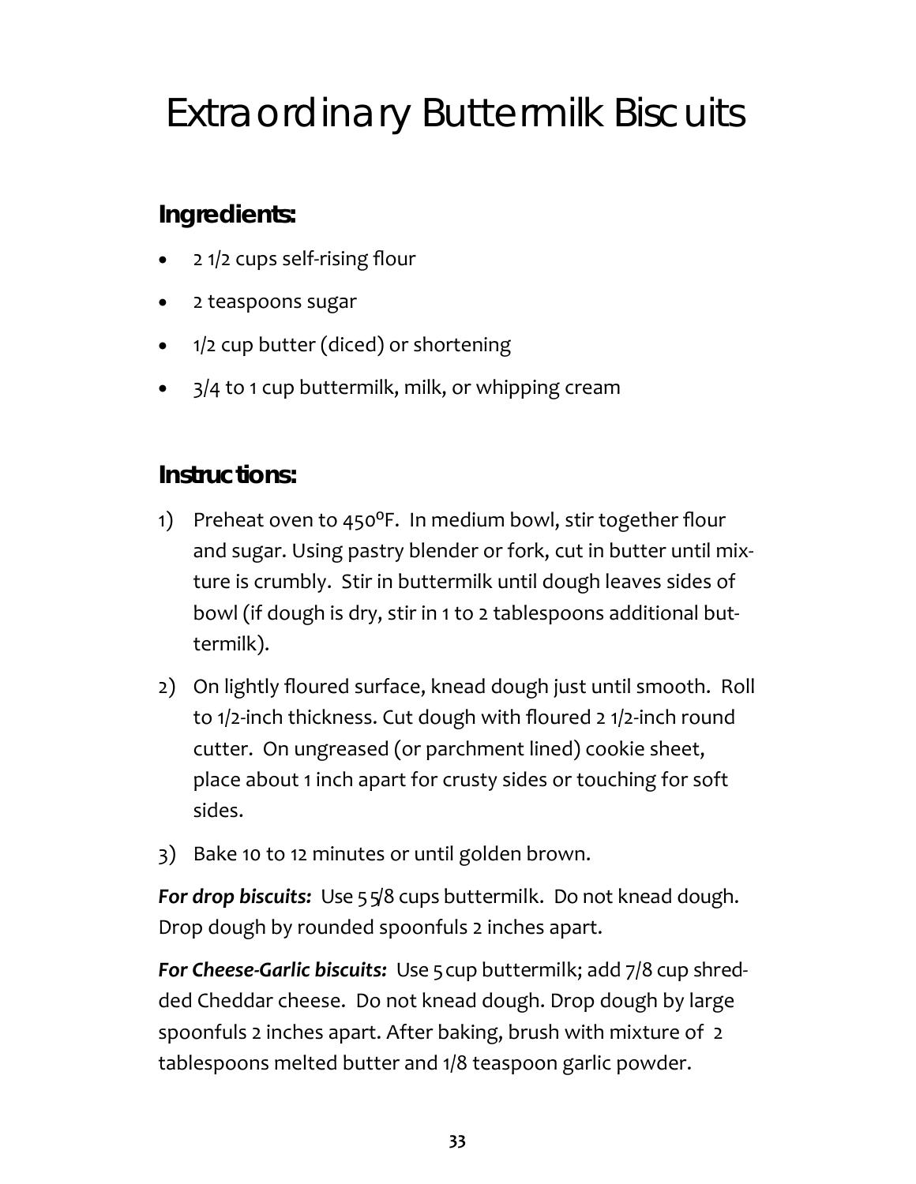# Extraordinary Buttermilk Biscuits

## Ingredients:

- 2 1/2 cups self-rising flour
- 2 teaspoons sugar
- 1/2 cup butter (diced) or shortening
- 3/4 to 1 cup buttermilk, milk, or whipping cream

## Instructions:

1) Preheat oven to 450ºF. In medium bowl, stir together flour and sugar. Using pastry blender or fork, cut in butter until mixture is crumbly. Stir in buttermilk until dough leaves sides of bowl (if dough is dry, stir in 1 to 2 tablespoons additional buttermilk).
2) On lightly floured surface, knead dough just until smooth. Roll to 1/2-inch thickness. Cut dough with floured 2 1/2-inch round cutter. On ungreased (or parchment lined) cookie sheet, place about 1 inch apart for crusty sides or touching for soft sides.
3) Bake 10 to 12 minutes or until golden brown.

***For drop biscuits:*** Use 5 5/8 cups buttermilk. Do not knead dough. Drop dough by rounded spoonfuls 2 inches apart.

***For Cheese-Garlic biscuits:*** Use 5 cup buttermilk; add 7/8 cup shredded Cheddar cheese. Do not knead dough. Drop dough by large spoonfuls 2 inches apart. After baking, brush with mixture of 2 tablespoons melted butter and 1/8 teaspoon garlic powder.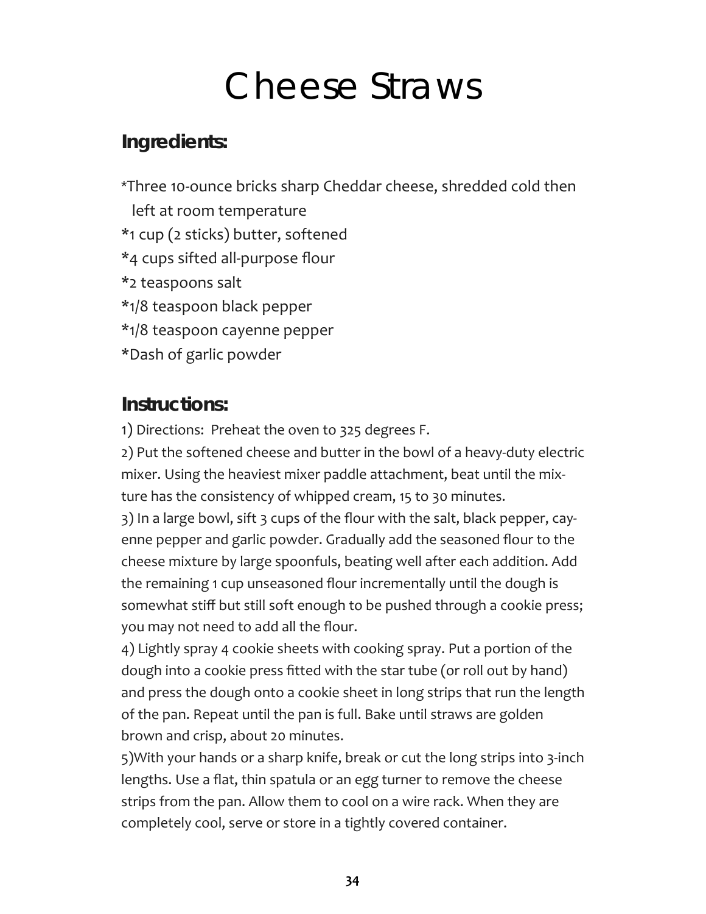# Cheese Straws

## Ingredients:

*Three 10-ounce bricks sharp Cheddar cheese, shredded cold then left at room temperature
*1 cup (2 sticks) butter, softened
*4 cups sifted all-purpose flour
*2 teaspoons salt
*1/8 teaspoon black pepper
*1/8 teaspoon cayenne pepper
*Dash of garlic powder

## Instructions:

1) Directions: Preheat the oven to 325 degrees F.
2) Put the softened cheese and butter in the bowl of a heavy-duty electric mixer. Using the heaviest mixer paddle attachment, beat until the mixture has the consistency of whipped cream, 15 to 30 minutes.
3) In a large bowl, sift 3 cups of the flour with the salt, black pepper, cayenne pepper and garlic powder. Gradually add the seasoned flour to the cheese mixture by large spoonfuls, beating well after each addition. Add the remaining 1 cup unseasoned flour incrementally until the dough is somewhat stiff but still soft enough to be pushed through a cookie press; you may not need to add all the flour.
4) Lightly spray 4 cookie sheets with cooking spray. Put a portion of the dough into a cookie press fitted with the star tube (or roll out by hand) and press the dough onto a cookie sheet in long strips that run the length of the pan. Repeat until the pan is full. Bake until straws are golden brown and crisp, about 20 minutes.
5)With your hands or a sharp knife, break or cut the long strips into 3-inch lengths. Use a flat, thin spatula or an egg turner to remove the cheese strips from the pan. Allow them to cool on a wire rack. When they are completely cool, serve or store in a tightly covered container.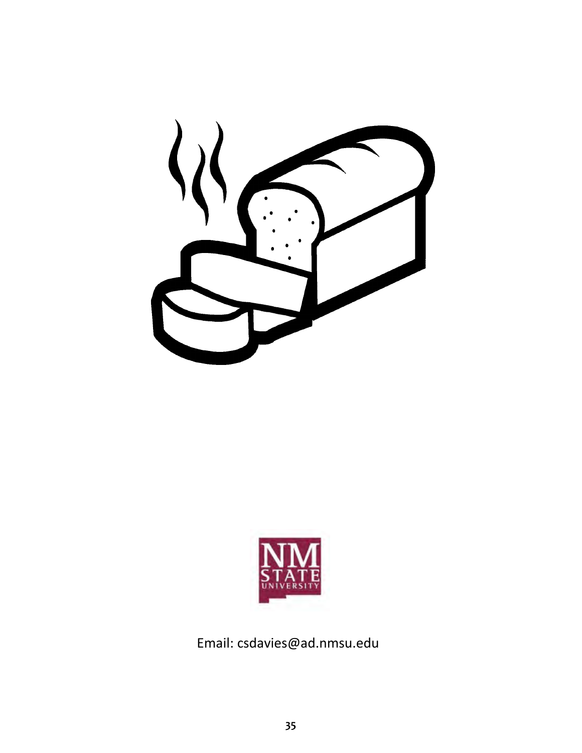Email: csdavies@ad.nmsu.edu